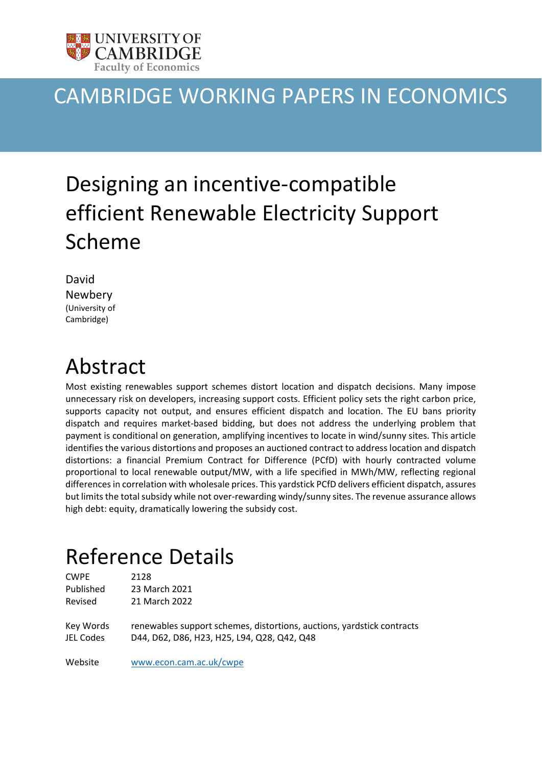UNIVERSITY OF CAMBRIDGE
Faculty of Economics

# CAMBRIDGE WORKING PAPERS IN ECONOMICS

# Designing an incentive-compatible efficient Renewable Electricity Support Scheme

David Newbery
(University of Cambridge)

## Abstract

Most existing renewables support schemes distort location and dispatch decisions. Many impose unnecessary risk on developers, increasing support costs. Efficient policy sets the right carbon price, supports capacity not output, and ensures efficient dispatch and location. The EU bans priority dispatch and requires market-based bidding, but does not address the underlying problem that payment is conditional on generation, amplifying incentives to locate in wind/sunny sites. This article identifies the various distortions and proposes an auctioned contract to address location and dispatch distortions: a financial Premium Contract for Difference (PCfD) with hourly contracted volume proportional to local renewable output/MW, with a life specified in MWh/MW, reflecting regional differences in correlation with wholesale prices. This yardstick PCfD delivers efficient dispatch, assures but limits the total subsidy while not over-rewarding windy/sunny sites. The revenue assurance allows high debt: equity, dramatically lowering the subsidy cost.

## Reference Details

| | |
|---|---|
| CWPE | 2128 |
| Published | 23 March 2021 |
| Revised | 21 March 2022 |
| Key Words | renewables support schemes, distortions, auctions, yardstick contracts |
| JEL Codes | D44, D62, D86, H23, H25, L94, Q28, Q42, Q48 |
| Website | www.econ.cam.ac.uk/cwpe |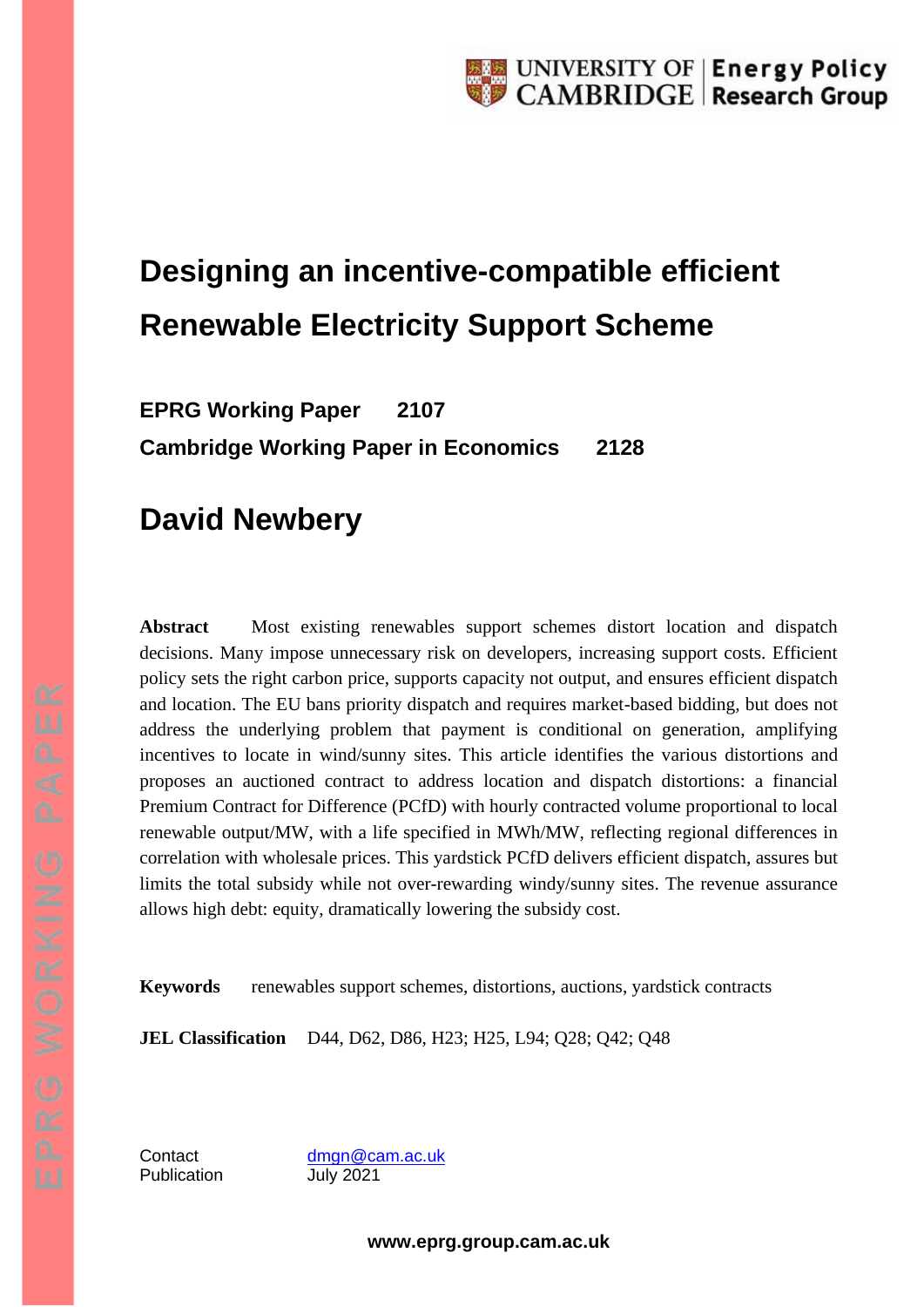# Designing an incentive-compatible efficient Renewable Electricity Support Scheme

**EPRG Working Paper 2107**

**Cambridge Working Paper in Economics 2128**

## David Newbery

**Abstract** Most existing renewables support schemes distort location and dispatch decisions. Many impose unnecessary risk on developers, increasing support costs. Efficient policy sets the right carbon price, supports capacity not output, and ensures efficient dispatch and location. The EU bans priority dispatch and requires market-based bidding, but does not address the underlying problem that payment is conditional on generation, amplifying incentives to locate in windy/sunny sites. This article identifies the various distortions and proposes an auctioned contract to address location and dispatch distortions: a financial Premium Contract for Difference (PCfD) with hourly contracted volume proportional to local renewable output/MW, with a life specified in MWh/MW, reflecting regional differences in correlation with wholesale prices. This yardstick PCfD delivers efficient dispatch, assures but limits the total subsidy while not over-rewarding windy/sunny sites. The revenue assurance allows high debt: equity, dramatically lowering the subsidy cost.

**Keywords** renewables support schemes, distortions, auctions, yardstick contracts

**JEL Classification** D44, D62, D86, H23; H25, L94; Q28; Q42; Q48

Contact dmgn@cam.ac.uk
Publication July 2021

www.eprg.group.cam.ac.uk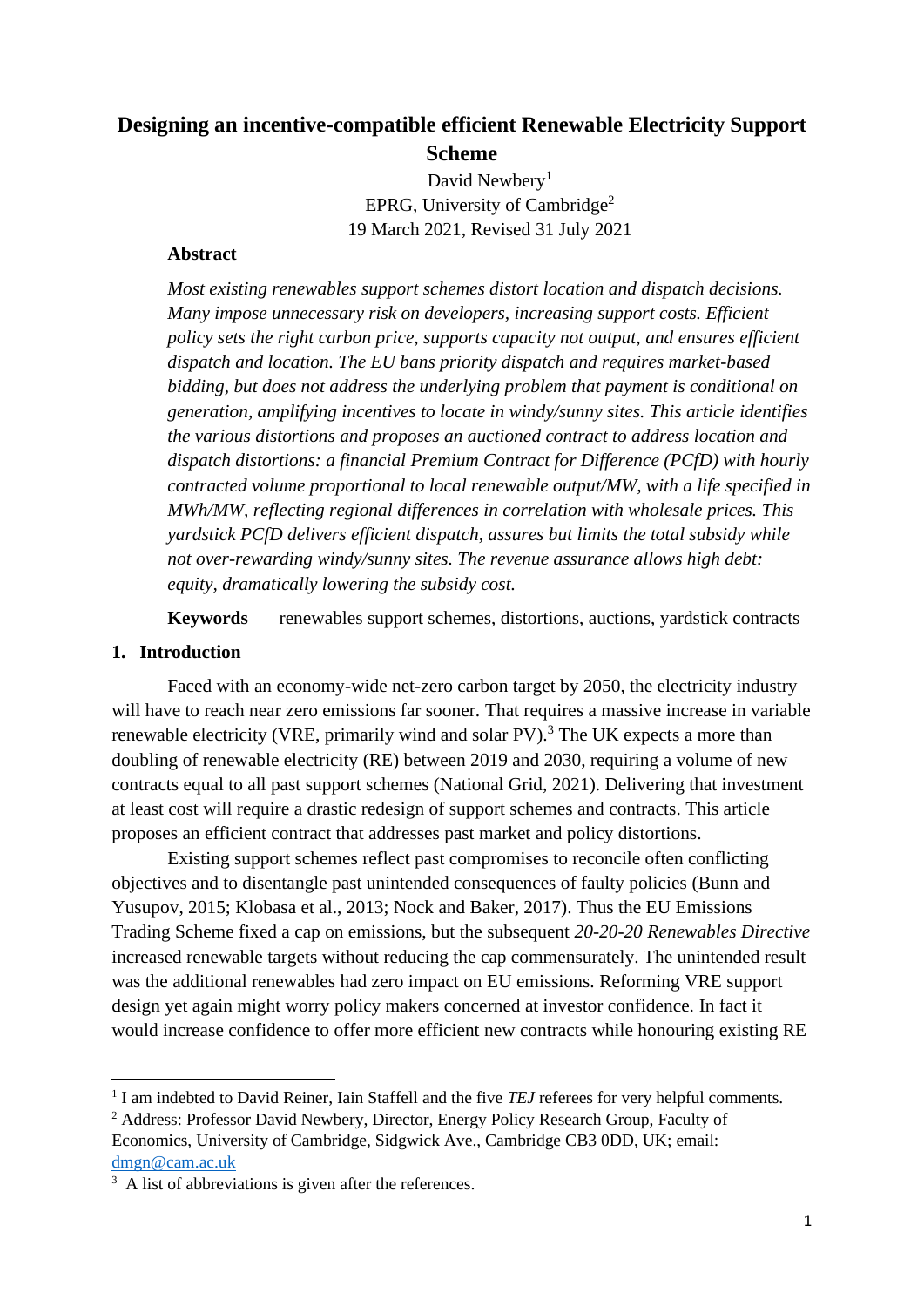# Designing an incentive-compatible efficient Renewable Electricity Support Scheme

David Newbery[1]

EPRG, University of Cambridge[2]

19 March 2021, Revised 31 July 2021

**Abstract**

*Most existing renewables support schemes distort location and dispatch decisions. Many impose unnecessary risk on developers, increasing support costs. Efficient policy sets the right carbon price, supports capacity not output, and ensures efficient dispatch and location. The EU bans priority dispatch and requires market-based bidding, but does not address the underlying problem that payment is conditional on generation, amplifying incentives to locate in windy/sunny sites. This article identifies the various distortions and proposes an auctioned contract to address location and dispatch distortions: a financial Premium Contract for Difference (PCfD) with hourly contracted volume proportional to local renewable output/MW, with a life specified in MWh/MW, reflecting regional differences in correlation with wholesale prices. This yardstick PCfD delivers efficient dispatch, assures but limits the total subsidy while not over-rewarding windy/sunny sites. The revenue assurance allows high debt: equity, dramatically lowering the subsidy cost.*

**Keywords** renewables support schemes, distortions, auctions, yardstick contracts

## 1. Introduction

Faced with an economy-wide net-zero carbon target by 2050, the electricity industry will have to reach near zero emissions far sooner. That requires a massive increase in variable renewable electricity (VRE, primarily wind and solar PV).[3] The UK expects a more than doubling of renewable electricity (RE) between 2019 and 2030, requiring a volume of new contracts equal to all past support schemes (National Grid, 2021). Delivering that investment at least cost will require a drastic redesign of support schemes and contracts. This article proposes an efficient contract that addresses past market and policy distortions.

Existing support schemes reflect past compromises to reconcile often conflicting objectives and to disentangle past unintended consequences of faulty policies (Bunn and Yusupov, 2015; Klobasa et al., 2013; Nock and Baker, 2017). Thus the EU Emissions Trading Scheme fixed a cap on emissions, but the subsequent *20-20-20 Renewables Directive* increased renewable targets without reducing the cap commensurately. The unintended result was the additional renewables had zero impact on EU emissions. Reforming VRE support design yet again might worry policy makers concerned at investor confidence. In fact it would increase confidence to offer more efficient new contracts while honouring existing RE

---

[1] I am indebted to David Reiner, Iain Staffell and the five *TEJ* referees for very helpful comments.

[2] Address: Professor David Newbery, Director, Energy Policy Research Group, Faculty of Economics, University of Cambridge, Sidgwick Ave., Cambridge CB3 0DD, UK; email: dmgn@cam.ac.uk

[3] A list of abbreviations is given after the references.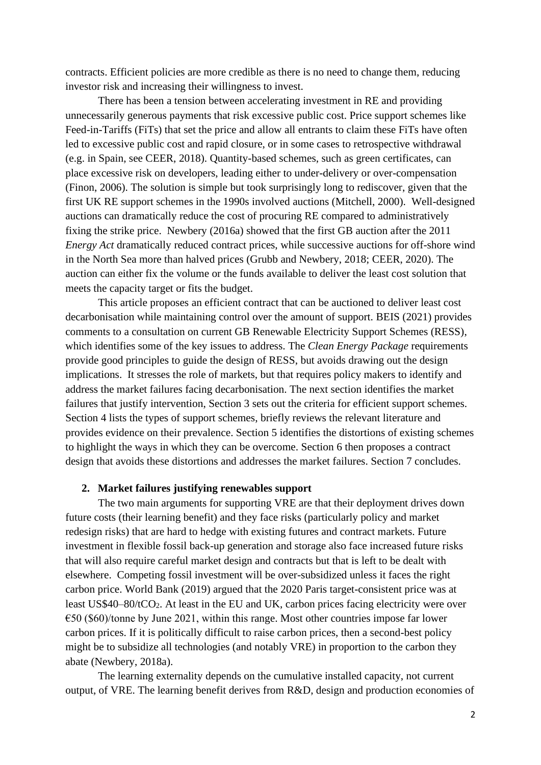contracts. Efficient policies are more credible as there is no need to change them, reducing investor risk and increasing their willingness to invest.

There has been a tension between accelerating investment in RE and providing unnecessarily generous payments that risk excessive public cost. Price support schemes like Feed-in-Tariffs (FiTs) that set the price and allow all entrants to claim these FiTs have often led to excessive public cost and rapid closure, or in some cases to retrospective withdrawal (e.g. in Spain, see CEER, 2018). Quantity-based schemes, such as green certificates, can place excessive risk on developers, leading either to under-delivery or over-compensation (Finon, 2006). The solution is simple but took surprisingly long to rediscover, given that the first UK RE support schemes in the 1990s involved auctions (Mitchell, 2000). Well-designed auctions can dramatically reduce the cost of procuring RE compared to administratively fixing the strike price. Newbery (2016a) showed that the first GB auction after the 2011 *Energy Act* dramatically reduced contract prices, while successive auctions for off-shore wind in the North Sea more than halved prices (Grubb and Newbery, 2018; CEER, 2020). The auction can either fix the volume or the funds available to deliver the least cost solution that meets the capacity target or fits the budget.

This article proposes an efficient contract that can be auctioned to deliver least cost decarbonisation while maintaining control over the amount of support. BEIS (2021) provides comments to a consultation on current GB Renewable Electricity Support Schemes (RESS), which identifies some of the key issues to address. The *Clean Energy Package* requirements provide good principles to guide the design of RESS, but avoids drawing out the design implications. It stresses the role of markets, but that requires policy makers to identify and address the market failures facing decarbonisation. The next section identifies the market failures that justify intervention, Section 3 sets out the criteria for efficient support schemes. Section 4 lists the types of support schemes, briefly reviews the relevant literature and provides evidence on their prevalence. Section 5 identifies the distortions of existing schemes to highlight the ways in which they can be overcome. Section 6 then proposes a contract design that avoids these distortions and addresses the market failures. Section 7 concludes.

## 2. Market failures justifying renewables support

The two main arguments for supporting VRE are that their deployment drives down future costs (their learning benefit) and they face risks (particularly policy and market redesign risks) that are hard to hedge with existing futures and contract markets. Future investment in flexible fossil back-up generation and storage also face increased future risks that will also require careful market design and contracts but that is left to be dealt with elsewhere. Competing fossil investment will be over-subsidized unless it faces the right carbon price. World Bank (2019) argued that the 2020 Paris target-consistent price was at least US$40–80/t$CO_2$. At least in the EU and UK, carbon prices facing electricity were over €50 ($60)/tonne by June 2021, within this range. Most other countries impose far lower carbon prices. If it is politically difficult to raise carbon prices, then a second-best policy might be to subsidize all technologies (and notably VRE) in proportion to the carbon they abate (Newbery, 2018a).

The learning externality depends on the cumulative installed capacity, not current output, of VRE. The learning benefit derives from R&D, design and production economies of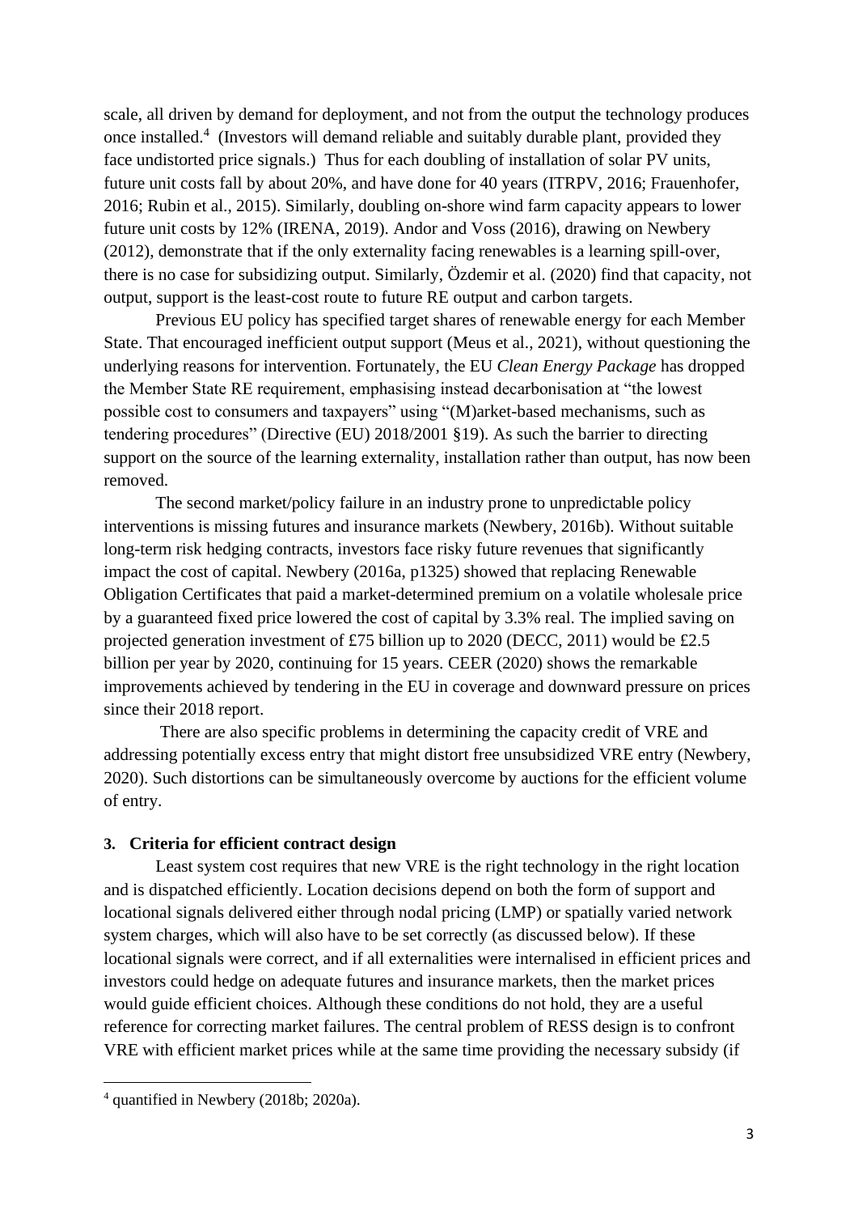scale, all driven by demand for deployment, and not from the output the technology produces once installed.[4] (Investors will demand reliable and suitably durable plant, provided they face undistorted price signals.) Thus for each doubling of installation of solar PV units, future unit costs fall by about 20%, and have done for 40 years (ITRPV, 2016; Frauenhofer, 2016; Rubin et al., 2015). Similarly, doubling on-shore wind farm capacity appears to lower future unit costs by 12% (IRENA, 2019). Andor and Voss (2016), drawing on Newbery (2012), demonstrate that if the only externality facing renewables is a learning spill-over, there is no case for subsidizing output. Similarly, Özdemir et al. (2020) find that capacity, not output, support is the least-cost route to future RE output and carbon targets.

Previous EU policy has specified target shares of renewable energy for each Member State. That encouraged inefficient output support (Meus et al., 2021), without questioning the underlying reasons for intervention. Fortunately, the EU *Clean Energy Package* has dropped the Member State RE requirement, emphasising instead decarbonisation at "the lowest possible cost to consumers and taxpayers" using "(M)arket-based mechanisms, such as tendering procedures" (Directive (EU) 2018/2001 §19). As such the barrier to directing support on the source of the learning externality, installation rather than output, has now been removed.

The second market/policy failure in an industry prone to unpredictable policy interventions is missing futures and insurance markets (Newbery, 2016b). Without suitable long-term risk hedging contracts, investors face risky future revenues that significantly impact the cost of capital. Newbery (2016a, p1325) showed that replacing Renewable Obligation Certificates that paid a market-determined premium on a volatile wholesale price by a guaranteed fixed price lowered the cost of capital by 3.3% real. The implied saving on projected generation investment of £75 billion up to 2020 (DECC, 2011) would be £2.5 billion per year by 2020, continuing for 15 years. CEER (2020) shows the remarkable improvements achieved by tendering in the EU in coverage and downward pressure on prices since their 2018 report.

There are also specific problems in determining the capacity credit of VRE and addressing potentially excess entry that might distort free unsubsidized VRE entry (Newbery, 2020). Such distortions can be simultaneously overcome by auctions for the efficient volume of entry.

## 3. Criteria for efficient contract design

Least system cost requires that new VRE is the right technology in the right location and is dispatched efficiently. Location decisions depend on both the form of support and locational signals delivered either through nodal pricing (LMP) or spatially varied network system charges, which will also have to be set correctly (as discussed below). If these locational signals were correct, and if all externalities were internalised in efficient prices and investors could hedge on adequate futures and insurance markets, then the market prices would guide efficient choices. Although these conditions do not hold, they are a useful reference for correcting market failures. The central problem of RESS design is to confront VRE with efficient market prices while at the same time providing the necessary subsidy (if

[4] quantified in Newbery (2018b; 2020a).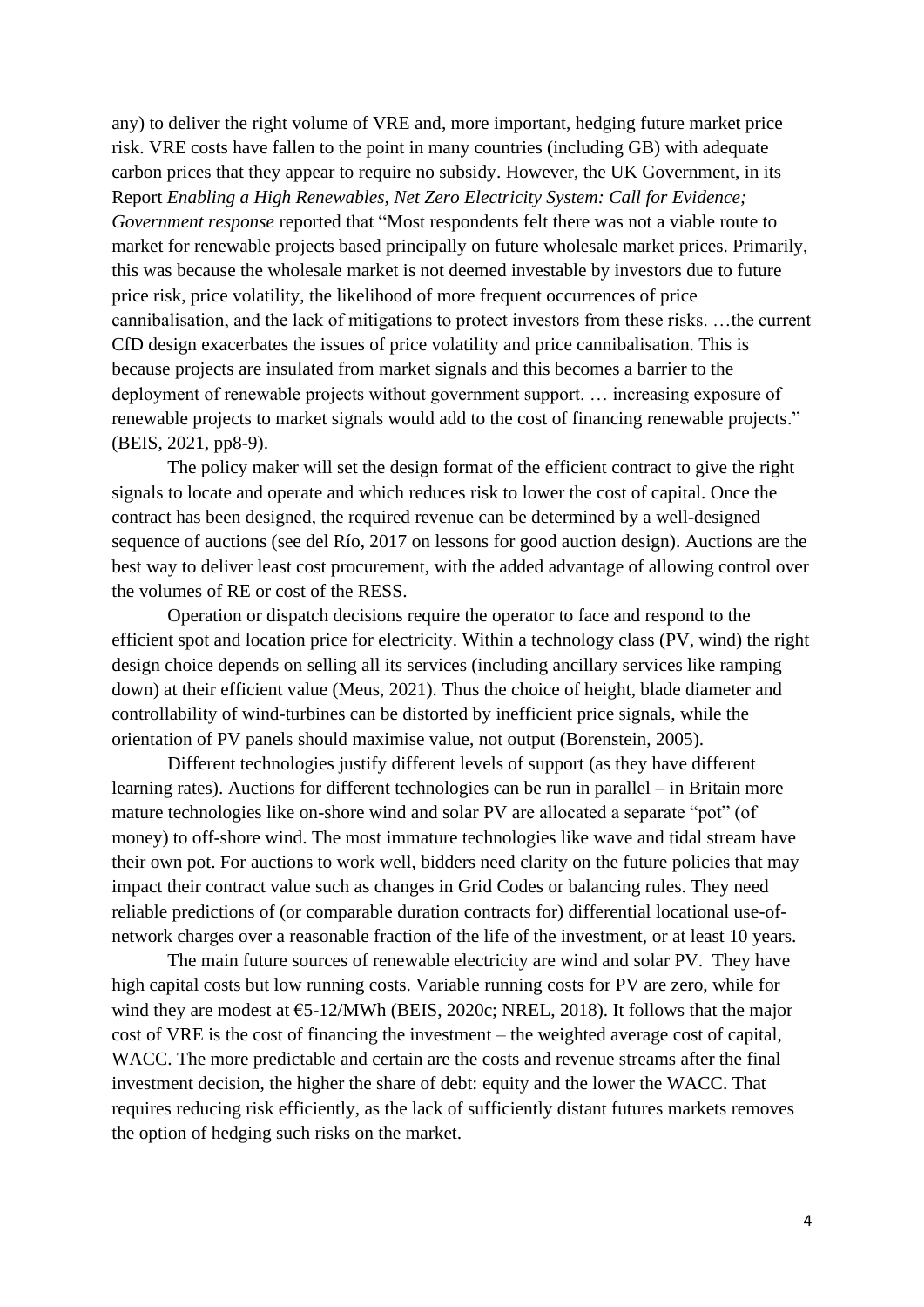any) to deliver the right volume of VRE and, more important, hedging future market price risk. VRE costs have fallen to the point in many countries (including GB) with adequate carbon prices that they appear to require no subsidy. However, the UK Government, in its Report *Enabling a High Renewables, Net Zero Electricity System: Call for Evidence; Government response* reported that "Most respondents felt there was not a viable route to market for renewable projects based principally on future wholesale market prices. Primarily, this was because the wholesale market is not deemed investable by investors due to future price risk, price volatility, the likelihood of more frequent occurrences of price cannibalisation, and the lack of mitigations to protect investors from these risks. …the current CfD design exacerbates the issues of price volatility and price cannibalisation. This is because projects are insulated from market signals and this becomes a barrier to the deployment of renewable projects without government support. … increasing exposure of renewable projects to market signals would add to the cost of financing renewable projects." (BEIS, 2021, pp8-9).

The policy maker will set the design format of the efficient contract to give the right signals to locate and operate and which reduces risk to lower the cost of capital. Once the contract has been designed, the required revenue can be determined by a well-designed sequence of auctions (see del Río, 2017 on lessons for good auction design). Auctions are the best way to deliver least cost procurement, with the added advantage of allowing control over the volumes of RE or cost of the RESS.

Operation or dispatch decisions require the operator to face and respond to the efficient spot and location price for electricity. Within a technology class (PV, wind) the right design choice depends on selling all its services (including ancillary services like ramping down) at their efficient value (Meus, 2021). Thus the choice of height, blade diameter and controllability of wind-turbines can be distorted by inefficient price signals, while the orientation of PV panels should maximise value, not output (Borenstein, 2005).

Different technologies justify different levels of support (as they have different learning rates). Auctions for different technologies can be run in parallel – in Britain more mature technologies like on-shore wind and solar PV are allocated a separate "pot" (of money) to off-shore wind. The most immature technologies like wave and tidal stream have their own pot. For auctions to work well, bidders need clarity on the future policies that may impact their contract value such as changes in Grid Codes or balancing rules. They need reliable predictions of (or comparable duration contracts for) differential locational use-of-network charges over a reasonable fraction of the life of the investment, or at least 10 years.

The main future sources of renewable electricity are wind and solar PV. They have high capital costs but low running costs. Variable running costs for PV are zero, while for wind they are modest at €5-12/MWh (BEIS, 2020c; NREL, 2018). It follows that the major cost of VRE is the cost of financing the investment – the weighted average cost of capital, WACC. The more predictable and certain are the costs and revenue streams after the final investment decision, the higher the share of debt: equity and the lower the WACC. That requires reducing risk efficiently, as the lack of sufficiently distant futures markets removes the option of hedging such risks on the market.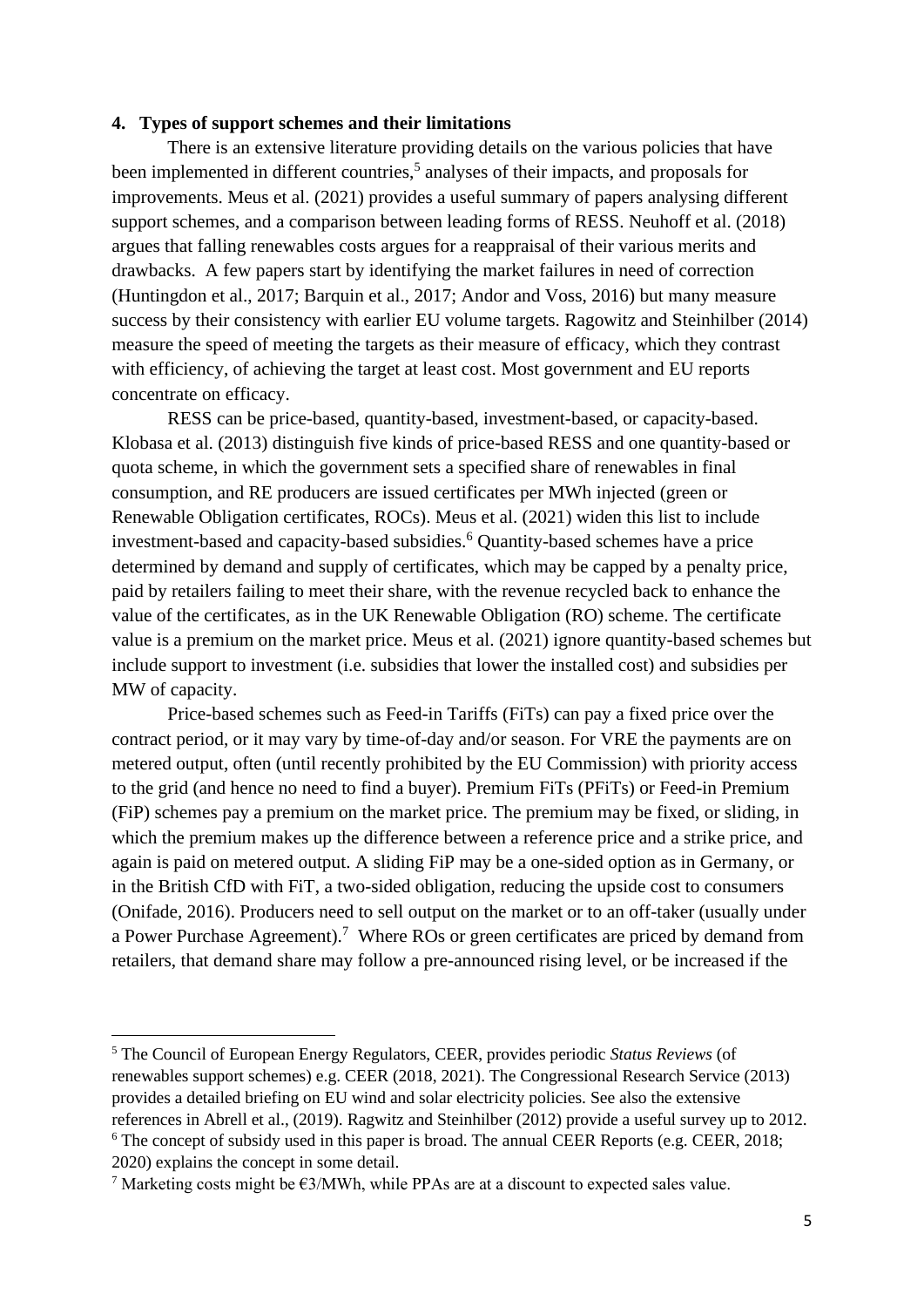## 4. Types of support schemes and their limitations

There is an extensive literature providing details on the various policies that have been implemented in different countries,[5] analyses of their impacts, and proposals for improvements. Meus et al. (2021) provides a useful summary of papers analysing different support schemes, and a comparison between leading forms of RESS. Neuhoff et al. (2018) argues that falling renewables costs argues for a reappraisal of their various merits and drawbacks. A few papers start by identifying the market failures in need of correction (Huntingdon et al., 2017; Barquin et al., 2017; Andor and Voss, 2016) but many measure success by their consistency with earlier EU volume targets. Ragowitz and Steinhilber (2014) measure the speed of meeting the targets as their measure of efficacy, which they contrast with efficiency, of achieving the target at least cost. Most government and EU reports concentrate on efficacy.

RESS can be price-based, quantity-based, investment-based, or capacity-based. Klobasa et al. (2013) distinguish five kinds of price-based RESS and one quantity-based or quota scheme, in which the government sets a specified share of renewables in final consumption, and RE producers are issued certificates per MWh injected (green or Renewable Obligation certificates, ROCs). Meus et al. (2021) widen this list to include investment-based and capacity-based subsidies.[6] Quantity-based schemes have a price determined by demand and supply of certificates, which may be capped by a penalty price, paid by retailers failing to meet their share, with the revenue recycled back to enhance the value of the certificates, as in the UK Renewable Obligation (RO) scheme. The certificate value is a premium on the market price. Meus et al. (2021) ignore quantity-based schemes but include support to investment (i.e. subsidies that lower the installed cost) and subsidies per MW of capacity.

Price-based schemes such as Feed-in Tariffs (FiTs) can pay a fixed price over the contract period, or it may vary by time-of-day and/or season. For VRE the payments are on metered output, often (until recently prohibited by the EU Commission) with priority access to the grid (and hence no need to find a buyer). Premium FiTs (PFiTs) or Feed-in Premium (FiP) schemes pay a premium on the market price. The premium may be fixed, or sliding, in which the premium makes up the difference between a reference price and a strike price, and again is paid on metered output. A sliding FiP may be a one-sided option as in Germany, or in the British CfD with FiT, a two-sided obligation, reducing the upside cost to consumers (Onifade, 2016). Producers need to sell output on the market or to an off-taker (usually under a Power Purchase Agreement).[7] Where ROs or green certificates are priced by demand from retailers, that demand share may follow a pre-announced rising level, or be increased if the

---

[5] The Council of European Energy Regulators, CEER, provides periodic *Status Reviews* (of renewables support schemes) e.g. CEER (2018, 2021). The Congressional Research Service (2013) provides a detailed briefing on EU wind and solar electricity policies. See also the extensive references in Abrell et al., (2019). Ragwitz and Steinhilber (2012) provide a useful survey up to 2012.

[6] The concept of subsidy used in this paper is broad. The annual CEER Reports (e.g. CEER, 2018; 2020) explains the concept in some detail.

[7] Marketing costs might be €3/MWh, while PPAs are at a discount to expected sales value.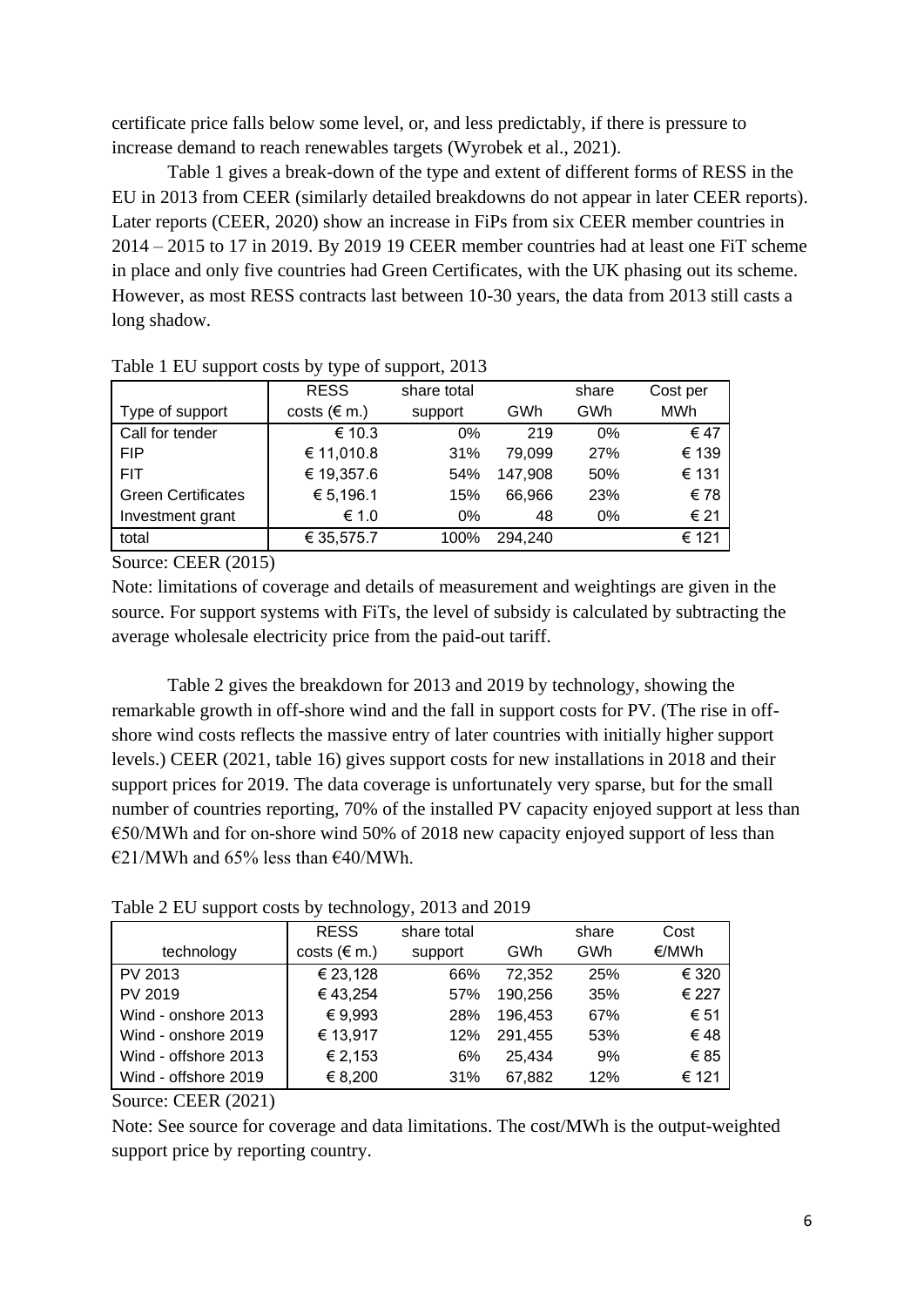certificate price falls below some level, or, and less predictably, if there is pressure to increase demand to reach renewables targets (Wyrobek et al., 2021).

Table 1 gives a break-down of the type and extent of different forms of RESS in the EU in 2013 from CEER (similarly detailed breakdowns do not appear in later CEER reports). Later reports (CEER, 2020) show an increase in FiPs from six CEER member countries in 2014 – 2015 to 17 in 2019. By 2019 19 CEER member countries had at least one FiT scheme in place and only five countries had Green Certificates, with the UK phasing out its scheme. However, as most RESS contracts last between 10-30 years, the data from 2013 still casts a long shadow.

Table 1 EU support costs by type of support, 2013

| Type of support | RESS costs (€ m.) | share total support | GWh | share GWh | Cost per MWh |
|---|---|---|---|---|---|
| Call for tender | € 10.3 | 0% | 219 | 0% | € 47 |
| FIP | € 11,010.8 | 31% | 79,099 | 27% | € 139 |
| FIT | € 19,357.6 | 54% | 147,908 | 50% | € 131 |
| Green Certificates | € 5,196.1 | 15% | 66,966 | 23% | € 78 |
| Investment grant | € 1.0 | 0% | 48 | 0% | € 21 |
| total | € 35,575.7 | 100% | 294,240 | | € 121 |

Source: CEER (2015)

Note: limitations of coverage and details of measurement and weightings are given in the source. For support systems with FiTs, the level of subsidy is calculated by subtracting the average wholesale electricity price from the paid-out tariff.

Table 2 gives the breakdown for 2013 and 2019 by technology, showing the remarkable growth in off-shore wind and the fall in support costs for PV. (The rise in off-shore wind costs reflects the massive entry of later countries with initially higher support levels.) CEER (2021, table 16) gives support costs for new installations in 2018 and their support prices for 2019. The data coverage is unfortunately very sparse, but for the small number of countries reporting, 70% of the installed PV capacity enjoyed support at less than €50/MWh and for on-shore wind 50% of 2018 new capacity enjoyed support of less than €21/MWh and 65% less than €40/MWh.

Table 2 EU support costs by technology, 2013 and 2019

| technology | RESS costs (€ m.) | share total support | GWh | share GWh | Cost €/MWh |
|---|---|---|---|---|---|
| PV 2013 | € 23,128 | 66% | 72,352 | 25% | € 320 |
| PV 2019 | € 43,254 | 57% | 190,256 | 35% | € 227 |
| Wind - onshore 2013 | € 9,993 | 28% | 196,453 | 67% | € 51 |
| Wind - onshore 2019 | € 13,917 | 12% | 291,455 | 53% | € 48 |
| Wind - offshore 2013 | € 2,153 | 6% | 25,434 | 9% | € 85 |
| Wind - offshore 2019 | € 8,200 | 31% | 67,882 | 12% | € 121 |

Source: CEER (2021)

Note: See source for coverage and data limitations. The cost/MWh is the output-weighted support price by reporting country.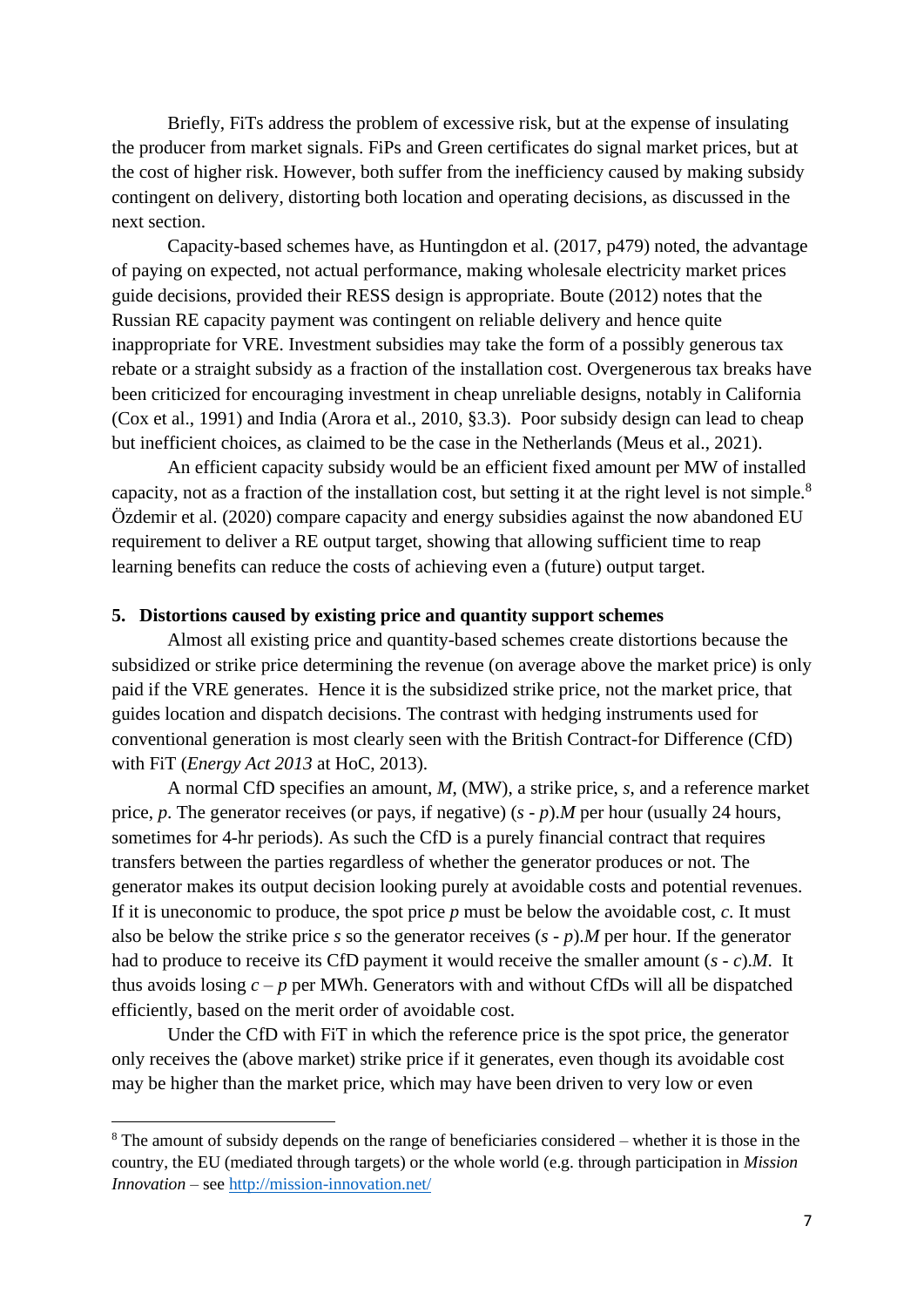Briefly, FiTs address the problem of excessive risk, but at the expense of insulating the producer from market signals. FiPs and Green certificates do signal market prices, but at the cost of higher risk. However, both suffer from the inefficiency caused by making subsidy contingent on delivery, distorting both location and operating decisions, as discussed in the next section.

Capacity-based schemes have, as Huntingdon et al. (2017, p479) noted, the advantage of paying on expected, not actual performance, making wholesale electricity market prices guide decisions, provided their RESS design is appropriate. Boute (2012) notes that the Russian RE capacity payment was contingent on reliable delivery and hence quite inappropriate for VRE. Investment subsidies may take the form of a possibly generous tax rebate or a straight subsidy as a fraction of the installation cost. Overgenerous tax breaks have been criticized for encouraging investment in cheap unreliable designs, notably in California (Cox et al., 1991) and India (Arora et al., 2010, §3.3). Poor subsidy design can lead to cheap but inefficient choices, as claimed to be the case in the Netherlands (Meus et al., 2021).

An efficient capacity subsidy would be an efficient fixed amount per MW of installed capacity, not as a fraction of the installation cost, but setting it at the right level is not simple.[8] Özdemir et al. (2020) compare capacity and energy subsidies against the now abandoned EU requirement to deliver a RE output target, showing that allowing sufficient time to reap learning benefits can reduce the costs of achieving even a (future) output target.

## 5. Distortions caused by existing price and quantity support schemes

Almost all existing price and quantity-based schemes create distortions because the subsidized or strike price determining the revenue (on average above the market price) is only paid if the VRE generates. Hence it is the subsidized strike price, not the market price, that guides location and dispatch decisions. The contrast with hedging instruments used for conventional generation is most clearly seen with the British Contract-for Difference (CfD) with FiT (*Energy Act 2013* at HoC, 2013).

A normal CfD specifies an amount, $M$, (MW), a strike price, $s$, and a reference market price, $p$. The generator receives (or pays, if negative) $(s - p).M$ per hour (usually 24 hours, sometimes for 4-hr periods). As such the CfD is a purely financial contract that requires transfers between the parties regardless of whether the generator produces or not. The generator makes its output decision looking purely at avoidable costs and potential revenues. If it is uneconomic to produce, the spot price $p$ must be below the avoidable cost, $c$. It must also be below the strike price $s$ so the generator receives $(s - p).M$ per hour. If the generator had to produce to receive its CfD payment it would receive the smaller amount $(s - c).M$. It thus avoids losing $c - p$ per MWh. Generators with and without CfDs will all be dispatched efficiently, based on the merit order of avoidable cost.

Under the CfD with FiT in which the reference price is the spot price, the generator only receives the (above market) strike price if it generates, even though its avoidable cost may be higher than the market price, which may have been driven to very low or even

[8] The amount of subsidy depends on the range of beneficiaries considered – whether it is those in the country, the EU (mediated through targets) or the whole world (e.g. through participation in *Mission Innovation* – see http://mission-innovation.net/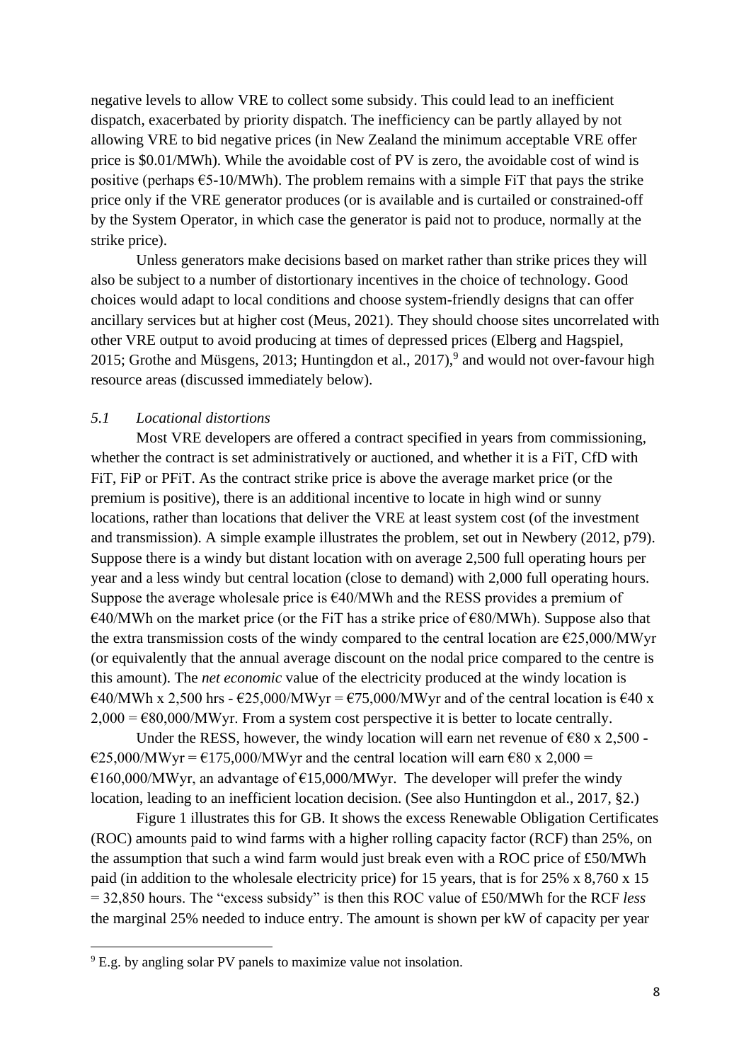negative levels to allow VRE to collect some subsidy. This could lead to an inefficient dispatch, exacerbated by priority dispatch. The inefficiency can be partly allayed by not allowing VRE to bid negative prices (in New Zealand the minimum acceptable VRE offer price is \$0.01/MWh). While the avoidable cost of PV is zero, the avoidable cost of wind is positive (perhaps €5-10/MWh). The problem remains with a simple FiT that pays the strike price only if the VRE generator produces (or is available and is curtailed or constrained-off by the System Operator, in which case the generator is paid not to produce, normally at the strike price).

Unless generators make decisions based on market rather than strike prices they will also be subject to a number of distortionary incentives in the choice of technology. Good choices would adapt to local conditions and choose system-friendly designs that can offer ancillary services but at higher cost (Meus, 2021). They should choose sites uncorrelated with other VRE output to avoid producing at times of depressed prices (Elberg and Hagspiel, 2015; Grothe and Müsgens, 2013; Huntingdon et al., 2017),[9] and would not over-favour high resource areas (discussed immediately below).

### *5.1 Locational distortions*

Most VRE developers are offered a contract specified in years from commissioning, whether the contract is set administratively or auctioned, and whether it is a FiT, CfD with FiT, FiP or PFiT. As the contract strike price is above the average market price (or the premium is positive), there is an additional incentive to locate in high wind or sunny locations, rather than locations that deliver the VRE at least system cost (of the investment and transmission). A simple example illustrates the problem, set out in Newbery (2012, p79). Suppose there is a windy but distant location with on average 2,500 full operating hours per year and a less windy but central location (close to demand) with 2,000 full operating hours. Suppose the average wholesale price is €40/MWh and the RESS provides a premium of €40/MWh on the market price (or the FiT has a strike price of €80/MWh). Suppose also that the extra transmission costs of the windy compared to the central location are €25,000/MWyr (or equivalently that the annual average discount on the nodal price compared to the centre is this amount). The *net economic* value of the electricity produced at the windy location is €40/MWh x 2,500 hrs - €25,000/MWyr = €75,000/MWyr and of the central location is €40 x 2,000 = €80,000/MWyr. From a system cost perspective it is better to locate centrally.

Under the RESS, however, the windy location will earn net revenue of €80 x 2,500 - €25,000/MWyr = €175,000/MWyr and the central location will earn €80 x 2,000 = €160,000/MWyr, an advantage of €15,000/MWyr. The developer will prefer the windy location, leading to an inefficient location decision. (See also Huntingdon et al., 2017, §2.)

Figure 1 illustrates this for GB. It shows the excess Renewable Obligation Certificates (ROC) amounts paid to wind farms with a higher rolling capacity factor (RCF) than 25%, on the assumption that such a wind farm would just break even with a ROC price of £50/MWh paid (in addition to the wholesale electricity price) for 15 years, that is for 25% x 8,760 x 15 = 32,850 hours. The "excess subsidy" is then this ROC value of £50/MWh for the RCF *less* the marginal 25% needed to induce entry. The amount is shown per kW of capacity per year

---

[9] E.g. by angling solar PV panels to maximize value not insolation.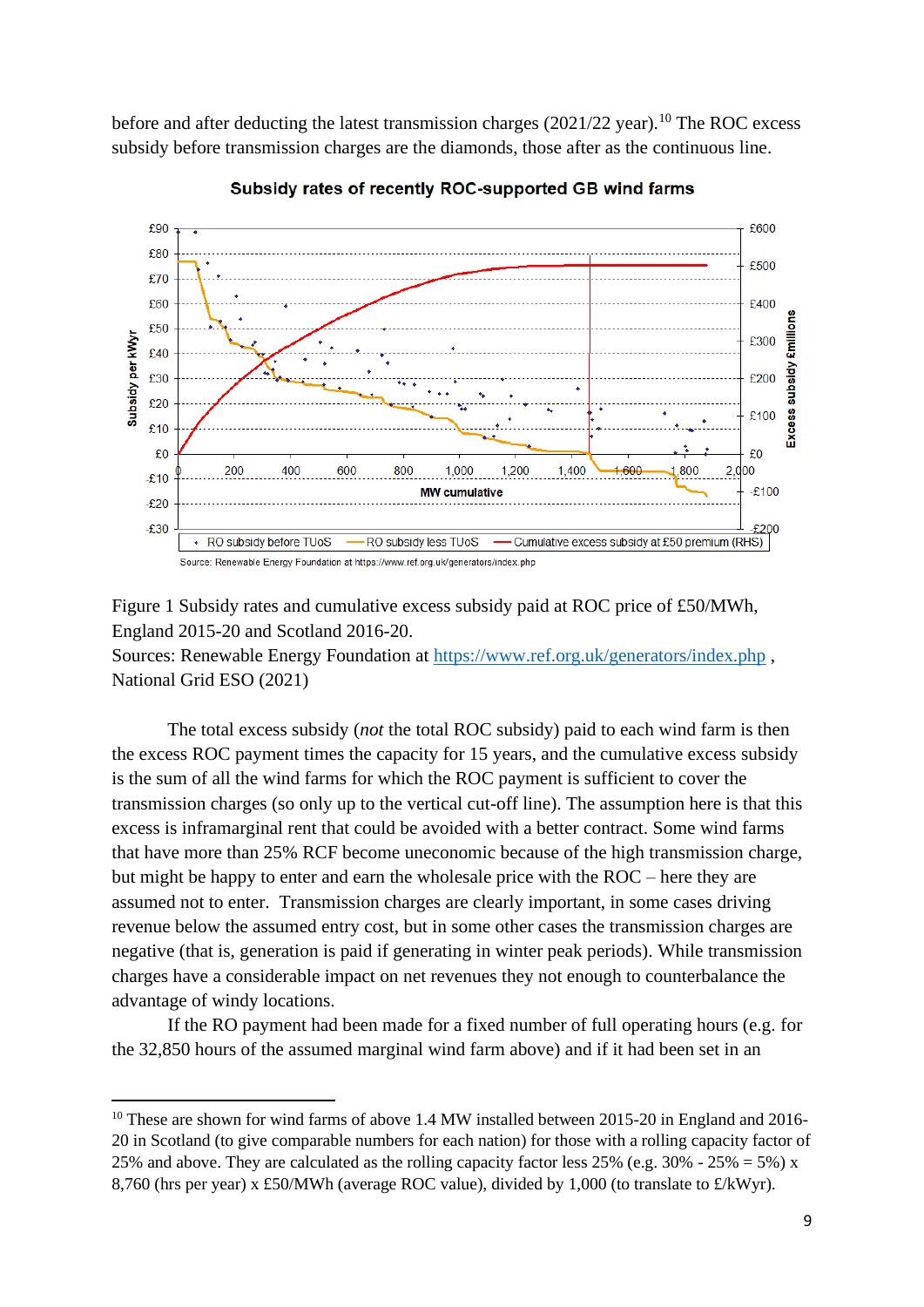before and after deducting the latest transmission charges (2021/22 year).[10] The ROC excess subsidy before transmission charges are the diamonds, those after as the continuous line.

Figure 1 Subsidy rates and cumulative excess subsidy paid at ROC price of £50/MWh, England 2015-20 and Scotland 2016-20.
Sources: Renewable Energy Foundation at https://www.ref.org.uk/generators/index.php , National Grid ESO (2021)

The total excess subsidy (*not* the total ROC subsidy) paid to each wind farm is then the excess ROC payment times the capacity for 15 years, and the cumulative excess subsidy is the sum of all the wind farms for which the ROC payment is sufficient to cover the transmission charges (so only up to the vertical cut-off line). The assumption here is that this excess is inframarginal rent that could be avoided with a better contract. Some wind farms that have more than 25% RCF become uneconomic because of the high transmission charge, but might be happy to enter and earn the wholesale price with the ROC – here they are assumed not to enter. Transmission charges are clearly important, in some cases driving revenue below the assumed entry cost, but in some other cases the transmission charges are negative (that is, generation is paid if generating in winter peak periods). While transmission charges have a considerable impact on net revenues they not enough to counterbalance the advantage of windy locations.

If the RO payment had been made for a fixed number of full operating hours (e.g. for the 32,850 hours of the assumed marginal wind farm above) and if it had been set in an

[10] These are shown for wind farms of above 1.4 MW installed between 2015-20 in England and 2016-20 in Scotland (to give comparable numbers for each nation) for those with a rolling capacity factor of 25% and above. They are calculated as the rolling capacity factor less 25% (e.g. 30% - 25% = 5%) x 8,760 (hrs per year) x £50/MWh (average ROC value), divided by 1,000 (to translate to £/kWyr).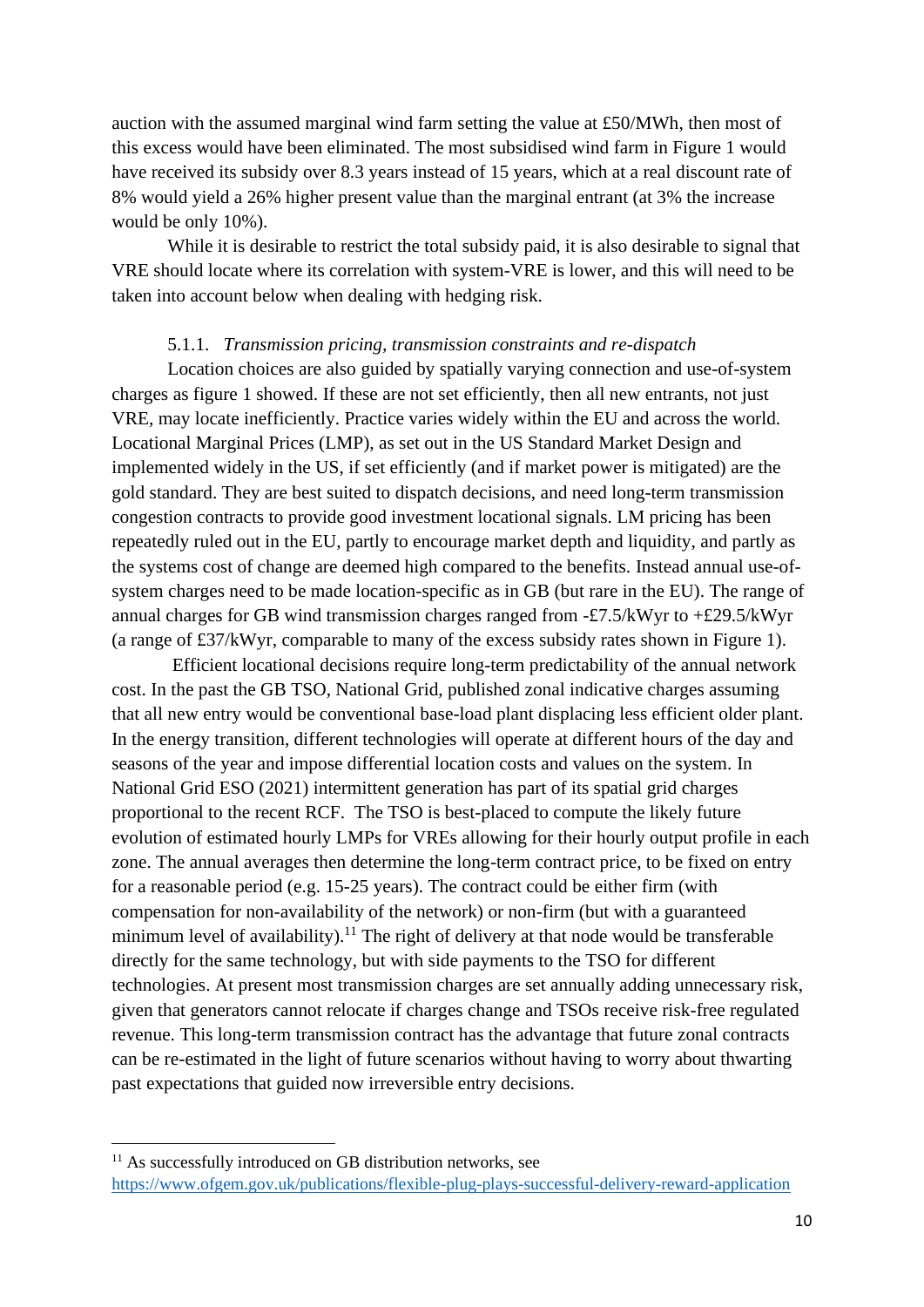auction with the assumed marginal wind farm setting the value at £50/MWh, then most of this excess would have been eliminated. The most subsidised wind farm in Figure 1 would have received its subsidy over 8.3 years instead of 15 years, which at a real discount rate of 8% would yield a 26% higher present value than the marginal entrant (at 3% the increase would be only 10%).

While it is desirable to restrict the total subsidy paid, it is also desirable to signal that VRE should locate where its correlation with system-VRE is lower, and this will need to be taken into account below when dealing with hedging risk.

#### 5.1.1. *Transmission pricing, transmission constraints and re-dispatch*

Location choices are also guided by spatially varying connection and use-of-system charges as figure 1 showed. If these are not set efficiently, then all new entrants, not just VRE, may locate inefficiently. Practice varies widely within the EU and across the world. Locational Marginal Prices (LMP), as set out in the US Standard Market Design and implemented widely in the US, if set efficiently (and if market power is mitigated) are the gold standard. They are best suited to dispatch decisions, and need long-term transmission congestion contracts to provide good investment locational signals. LM pricing has been repeatedly ruled out in the EU, partly to encourage market depth and liquidity, and partly as the systems cost of change are deemed high compared to the benefits. Instead annual use-of-system charges need to be made location-specific as in GB (but rare in the EU). The range of annual charges for GB wind transmission charges ranged from -£7.5/kWyr to +£29.5/kWyr (a range of £37/kWyr, comparable to many of the excess subsidy rates shown in Figure 1).

Efficient locational decisions require long-term predictability of the annual network cost. In the past the GB TSO, National Grid, published zonal indicative charges assuming that all new entry would be conventional base-load plant displacing less efficient older plant. In the energy transition, different technologies will operate at different hours of the day and seasons of the year and impose differential location costs and values on the system. In National Grid ESO (2021) intermittent generation has part of its spatial grid charges proportional to the recent RCF. The TSO is best-placed to compute the likely future evolution of estimated hourly LMPs for VREs allowing for their hourly output profile in each zone. The annual averages then determine the long-term contract price, to be fixed on entry for a reasonable period (e.g. 15-25 years). The contract could be either firm (with compensation for non-availability of the network) or non-firm (but with a guaranteed minimum level of availability).[11] The right of delivery at that node would be transferable directly for the same technology, but with side payments to the TSO for different technologies. At present most transmission charges are set annually adding unnecessary risk, given that generators cannot relocate if charges change and TSOs receive risk-free regulated revenue. This long-term transmission contract has the advantage that future zonal contracts can be re-estimated in the light of future scenarios without having to worry about thwarting past expectations that guided now irreversible entry decisions.

---

[11] As successfully introduced on GB distribution networks, see https://www.ofgem.gov.uk/publications/flexible-plug-plays-successful-delivery-reward-application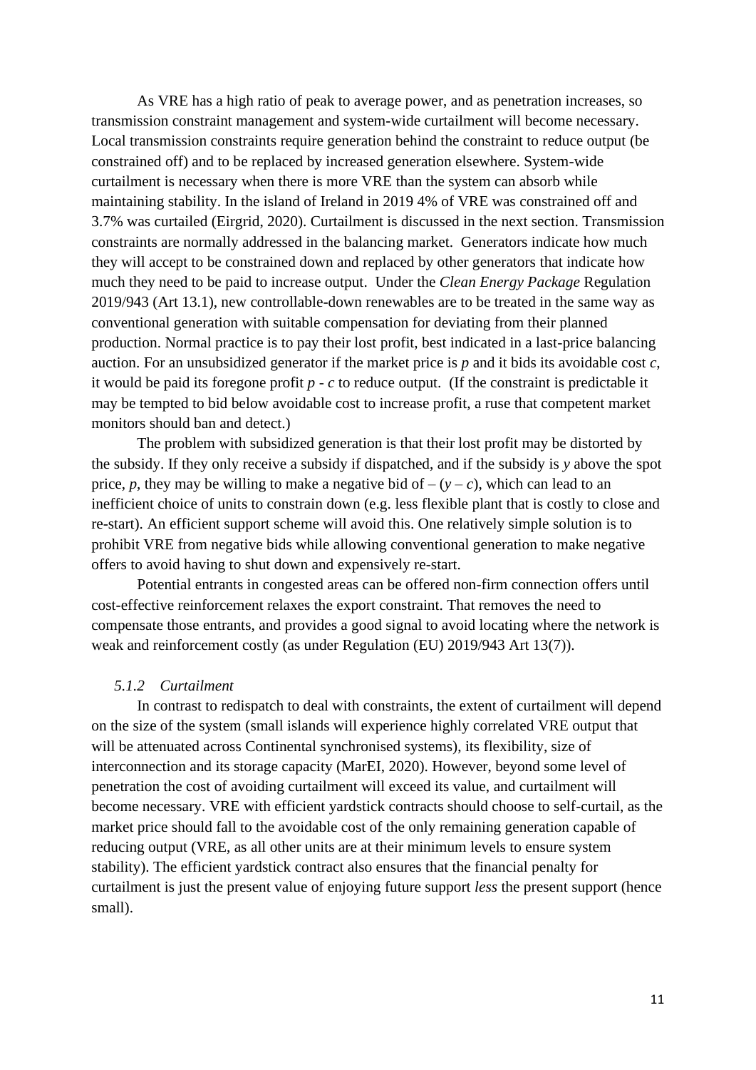As VRE has a high ratio of peak to average power, and as penetration increases, so transmission constraint management and system-wide curtailment will become necessary. Local transmission constraints require generation behind the constraint to reduce output (be constrained off) and to be replaced by increased generation elsewhere. System-wide curtailment is necessary when there is more VRE than the system can absorb while maintaining stability. In the island of Ireland in 2019 4% of VRE was constrained off and 3.7% was curtailed (Eirgrid, 2020). Curtailment is discussed in the next section. Transmission constraints are normally addressed in the balancing market. Generators indicate how much they will accept to be constrained down and replaced by other generators that indicate how much they need to be paid to increase output. Under the *Clean Energy Package* Regulation 2019/943 (Art 13.1), new controllable-down renewables are to be treated in the same way as conventional generation with suitable compensation for deviating from their planned production. Normal practice is to pay their lost profit, best indicated in a last-price balancing auction. For an unsubsidized generator if the market price is $p$ and it bids its avoidable cost $c$, it would be paid its foregone profit $p - c$ to reduce output. (If the constraint is predictable it may be tempted to bid below avoidable cost to increase profit, a ruse that competent market monitors should ban and detect.)

The problem with subsidized generation is that their lost profit may be distorted by the subsidy. If they only receive a subsidy if dispatched, and if the subsidy is $y$ above the spot price, $p$, they may be willing to make a negative bid of $-(y - c)$, which can lead to an inefficient choice of units to constrain down (e.g. less flexible plant that is costly to close and re-start). An efficient support scheme will avoid this. One relatively simple solution is to prohibit VRE from negative bids while allowing conventional generation to make negative offers to avoid having to shut down and expensively re-start.

Potential entrants in congested areas can be offered non-firm connection offers until cost-effective reinforcement relaxes the export constraint. That removes the need to compensate those entrants, and provides a good signal to avoid locating where the network is weak and reinforcement costly (as under Regulation (EU) 2019/943 Art 13(7)).

#### *5.1.2 Curtailment*

In contrast to redispatch to deal with constraints, the extent of curtailment will depend on the size of the system (small islands will experience highly correlated VRE output that will be attenuated across Continental synchronised systems), its flexibility, size of interconnection and its storage capacity (MarEI, 2020). However, beyond some level of penetration the cost of avoiding curtailment will exceed its value, and curtailment will become necessary. VRE with efficient yardstick contracts should choose to self-curtail, as the market price should fall to the avoidable cost of the only remaining generation capable of reducing output (VRE, as all other units are at their minimum levels to ensure system stability). The efficient yardstick contract also ensures that the financial penalty for curtailment is just the present value of enjoying future support *less* the present support (hence small).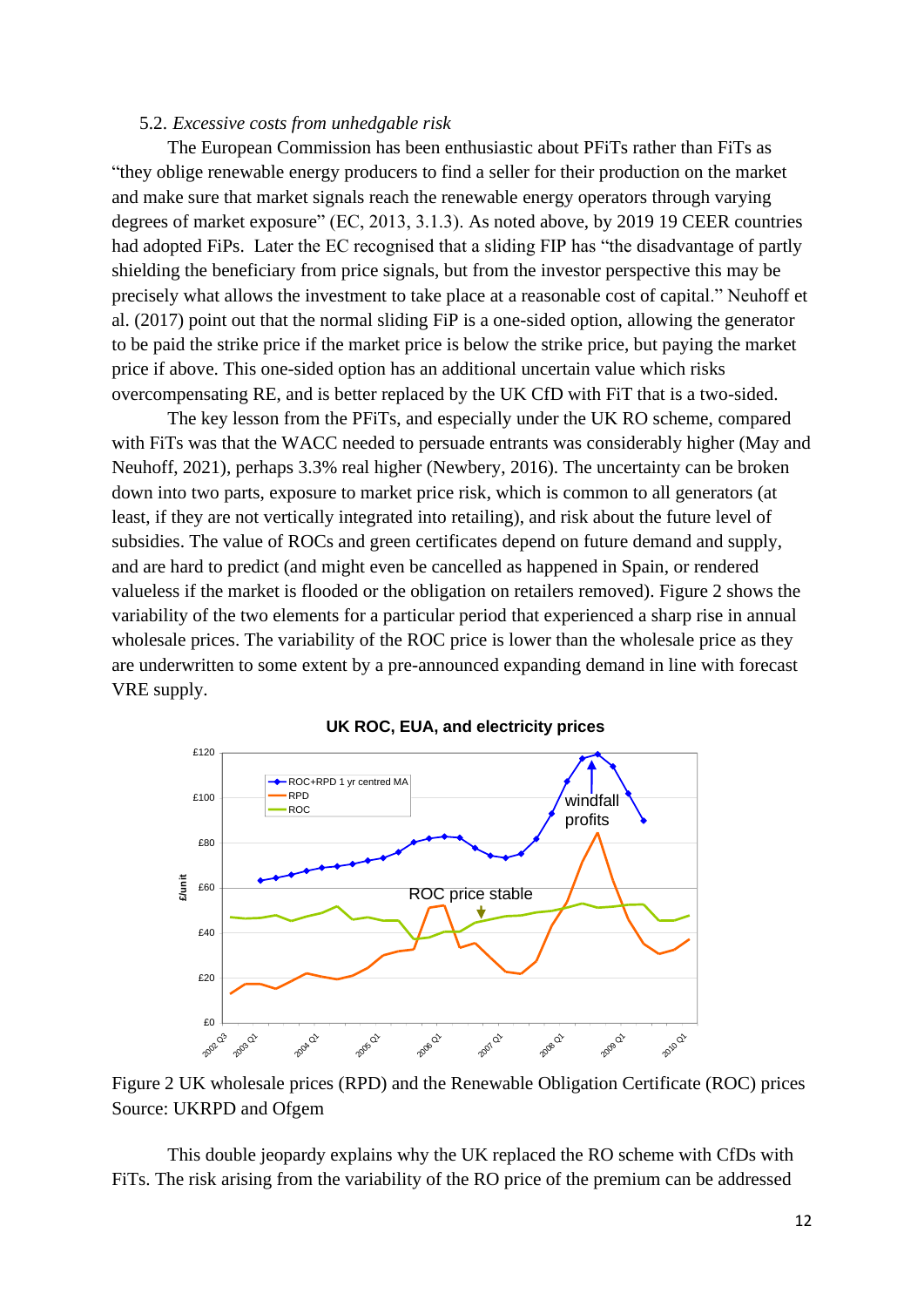5.2. *Excessive costs from unhedgable risk*

The European Commission has been enthusiastic about PFiTs rather than FiTs as "they oblige renewable energy producers to find a seller for their production on the market and make sure that market signals reach the renewable energy operators through varying degrees of market exposure" (EC, 2013, 3.1.3). As noted above, by 2019 19 CEER countries had adopted FiPs. Later the EC recognised that a sliding FIP has "the disadvantage of partly shielding the beneficiary from price signals, but from the investor perspective this may be precisely what allows the investment to take place at a reasonable cost of capital." Neuhoff et al. (2017) point out that the normal sliding FiP is a one-sided option, allowing the generator to be paid the strike price if the market price is below the strike price, but paying the market price if above. This one-sided option has an additional uncertain value which risks overcompensating RE, and is better replaced by the UK CfD with FiT that is a two-sided.

The key lesson from the PFiTs, and especially under the UK RO scheme, compared with FiTs was that the WACC needed to persuade entrants was considerably higher (May and Neuhoff, 2021), perhaps 3.3% real higher (Newbery, 2016). The uncertainty can be broken down into two parts, exposure to market price risk, which is common to all generators (at least, if they are not vertically integrated into retailing), and risk about the future level of subsidies. The value of ROCs and green certificates depend on future demand and supply, and are hard to predict (and might even be cancelled as happened in Spain, or rendered valueless if the market is flooded or the obligation on retailers removed). Figure 2 shows the variability of the two elements for a particular period that experienced a sharp rise in annual wholesale prices. The variability of the ROC price is lower than the wholesale price as they are underwritten to some extent by a pre-announced expanding demand in line with forecast VRE supply.

Figure 2 UK wholesale prices (RPD) and the Renewable Obligation Certificate (ROC) prices
Source: UKRPD and Ofgem

This double jeopardy explains why the UK replaced the RO scheme with CfDs with FiTs. The risk arising from the variability of the RO price of the premium can be addressed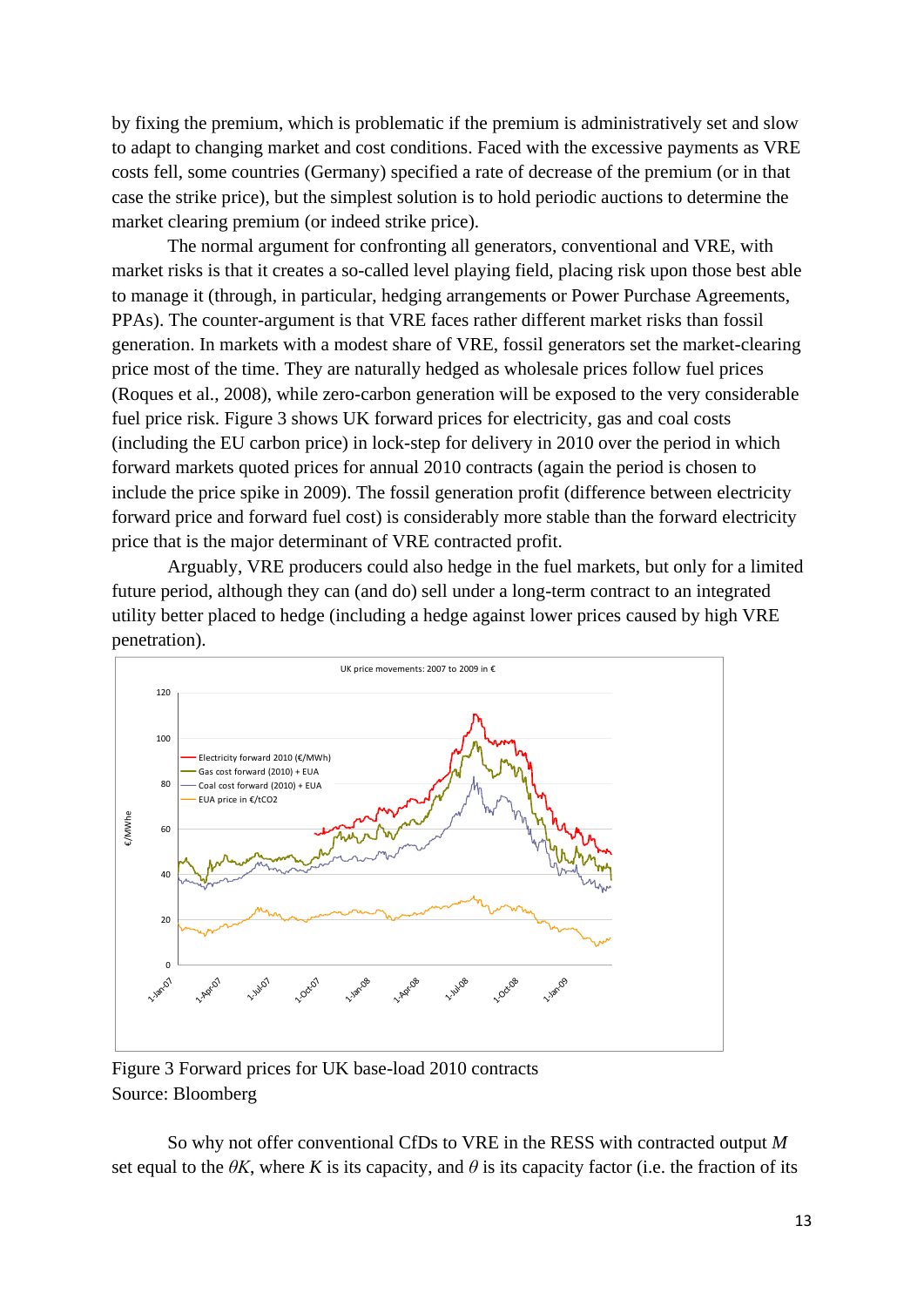by fixing the premium, which is problematic if the premium is administratively set and slow to adapt to changing market and cost conditions. Faced with the excessive payments as VRE costs fell, some countries (Germany) specified a rate of decrease of the premium (or in that case the strike price), but the simplest solution is to hold periodic auctions to determine the market clearing premium (or indeed strike price).

The normal argument for confronting all generators, conventional and VRE, with market risks is that it creates a so-called level playing field, placing risk upon those best able to manage it (through, in particular, hedging arrangements or Power Purchase Agreements, PPAs). The counter-argument is that VRE faces rather different market risks than fossil generation. In markets with a modest share of VRE, fossil generators set the market-clearing price most of the time. They are naturally hedged as wholesale prices follow fuel prices (Roques et al., 2008), while zero-carbon generation will be exposed to the very considerable fuel price risk. Figure 3 shows UK forward prices for electricity, gas and coal costs (including the EU carbon price) in lock-step for delivery in 2010 over the period in which forward markets quoted prices for annual 2010 contracts (again the period is chosen to include the price spike in 2009). The fossil generation profit (difference between electricity forward price and forward fuel cost) is considerably more stable than the forward electricity price that is the major determinant of VRE contracted profit.

Arguably, VRE producers could also hedge in the fuel markets, but only for a limited future period, although they can (and do) sell under a long-term contract to an integrated utility better placed to hedge (including a hedge against lower prices caused by high VRE penetration).

Figure 3 Forward prices for UK base-load 2010 contracts
Source: Bloomberg

So why not offer conventional CfDs to VRE in the RESS with contracted output $M$ set equal to the $\theta K$, where $K$ is its capacity, and $\theta$ is its capacity factor (i.e. the fraction of its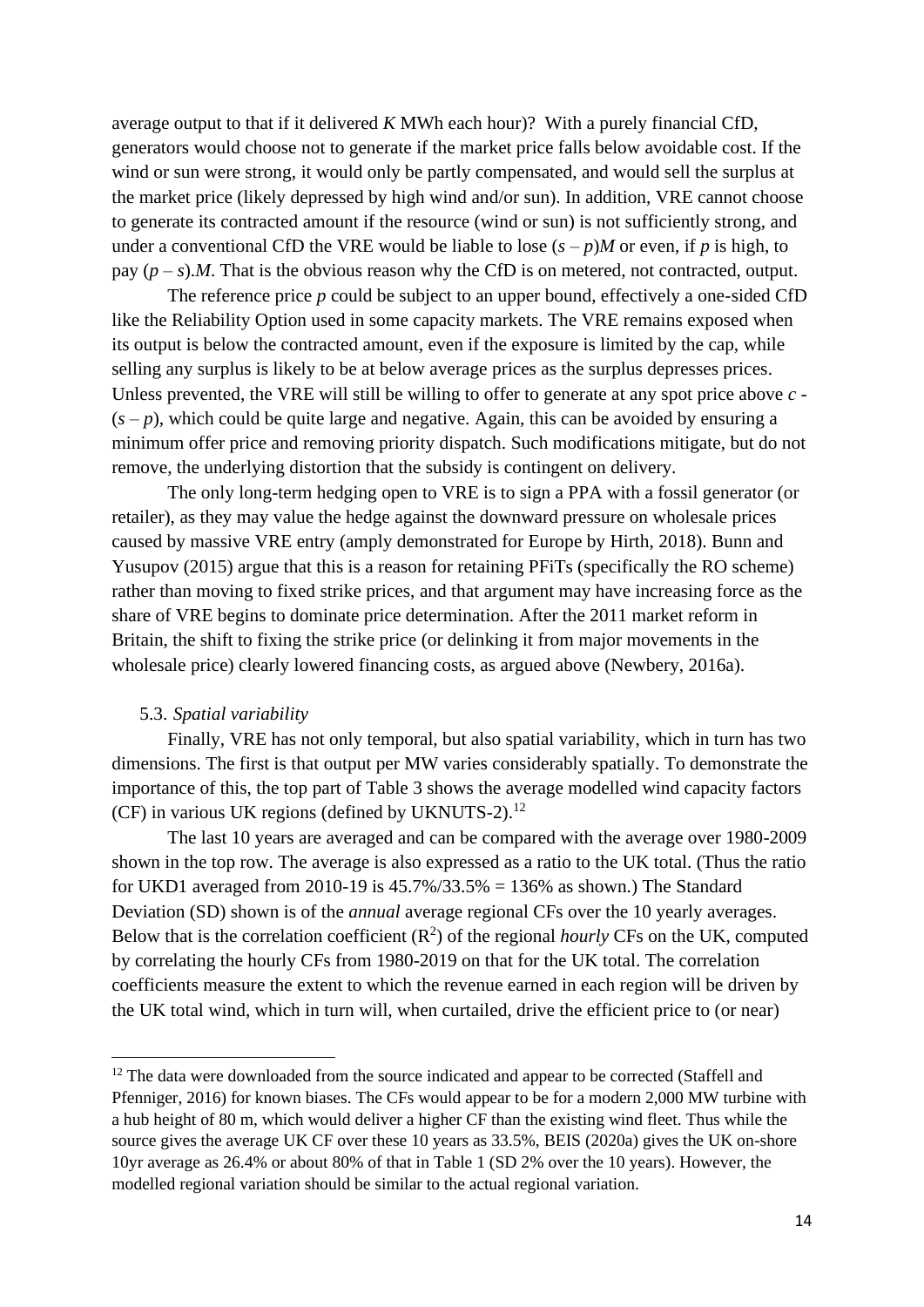average output to that if it delivered *K* MWh each hour)? With a purely financial CfD, generators would choose not to generate if the market price falls below avoidable cost. If the wind or sun were strong, it would only be partly compensated, and would sell the surplus at the market price (likely depressed by high wind and/or sun). In addition, VRE cannot choose to generate its contracted amount if the resource (wind or sun) is not sufficiently strong, and under a conventional CfD the VRE would be liable to lose $(s - p)M$ or even, if $p$ is high, to pay $(p - s).M$. That is the obvious reason why the CfD is on metered, not contracted, output.

The reference price $p$ could be subject to an upper bound, effectively a one-sided CfD like the Reliability Option used in some capacity markets. The VRE remains exposed when its output is below the contracted amount, even if the exposure is limited by the cap, while selling any surplus is likely to be at below average prices as the surplus depresses prices. Unless prevented, the VRE will still be willing to offer to generate at any spot price above $c - (s - p)$, which could be quite large and negative. Again, this can be avoided by ensuring a minimum offer price and removing priority dispatch. Such modifications mitigate, but do not remove, the underlying distortion that the subsidy is contingent on delivery.

The only long-term hedging open to VRE is to sign a PPA with a fossil generator (or retailer), as they may value the hedge against the downward pressure on wholesale prices caused by massive VRE entry (amply demonstrated for Europe by Hirth, 2018). Bunn and Yusupov (2015) argue that this is a reason for retaining PFiTs (specifically the RO scheme) rather than moving to fixed strike prices, and that argument may have increasing force as the share of VRE begins to dominate price determination. After the 2011 market reform in Britain, the shift to fixing the strike price (or delinking it from major movements in the wholesale price) clearly lowered financing costs, as argued above (Newbery, 2016a).

### 5.3. *Spatial variability*

Finally, VRE has not only temporal, but also spatial variability, which in turn has two dimensions. The first is that output per MW varies considerably spatially. To demonstrate the importance of this, the top part of Table 3 shows the average modelled wind capacity factors (CF) in various UK regions (defined by UKNUTS-2).[12]

The last 10 years are averaged and can be compared with the average over 1980-2009 shown in the top row. The average is also expressed as a ratio to the UK total. (Thus the ratio for UKD1 averaged from 2010-19 is 45.7%/33.5% = 136% as shown.) The Standard Deviation (SD) shown is of the *annual* average regional CFs over the 10 yearly averages. Below that is the correlation coefficient ($R^2$) of the regional *hourly* CFs on the UK, computed by correlating the hourly CFs from 1980-2019 on that for the UK total. The correlation coefficients measure the extent to which the revenue earned in each region will be driven by the UK total wind, which in turn will, when curtailed, drive the efficient price to (or near)

[12] The data were downloaded from the source indicated and appear to be corrected (Staffell and Pfenniger, 2016) for known biases. The CFs would appear to be for a modern 2,000 MW turbine with a hub height of 80 m, which would deliver a higher CF than the existing wind fleet. Thus while the source gives the average UK CF over these 10 years as 33.5%, BEIS (2020a) gives the UK on-shore 10yr average as 26.4% or about 80% of that in Table 1 (SD 2% over the 10 years). However, the modelled regional variation should be similar to the actual regional variation.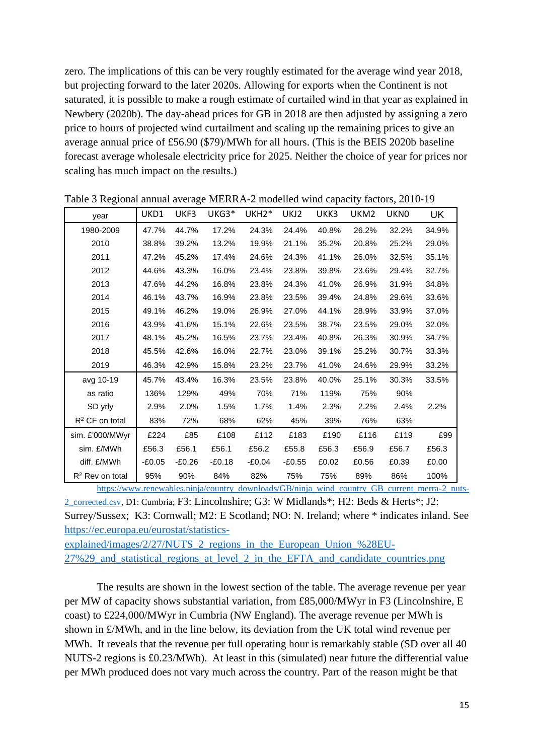zero. The implications of this can be very roughly estimated for the average wind year 2018, but projecting forward to the later 2020s. Allowing for exports when the Continent is not saturated, it is possible to make a rough estimate of curtailed wind in that year as explained in Newbery (2020b). The day-ahead prices for GB in 2018 are then adjusted by assigning a zero price to hours of projected wind curtailment and scaling up the remaining prices to give an average annual price of £56.90 ($79)/MWh for all hours. (This is the BEIS 2020b baseline forecast average wholesale electricity price for 2025. Neither the choice of year for prices nor scaling has much impact on the results.)

Table 3 Regional annual average MERRA-2 modelled wind capacity factors, 2010-19

| year | UKD1 | UKF3 | UKG3* | UKH2* | UKJ2 | UKK3 | UKM2 | UKN0 | UK |
|---|---|---|---|---|---|---|---|---|---|
| 1980-2009 | 47.7% | 44.7% | 17.2% | 24.3% | 24.4% | 40.8% | 26.2% | 32.2% | 34.9% |
| 2010 | 38.8% | 39.2% | 13.2% | 19.9% | 21.1% | 35.2% | 20.8% | 25.2% | 29.0% |
| 2011 | 47.2% | 45.2% | 17.4% | 24.6% | 24.3% | 41.1% | 26.0% | 32.5% | 35.1% |
| 2012 | 44.6% | 43.3% | 16.0% | 23.4% | 23.8% | 39.8% | 23.6% | 29.4% | 32.7% |
| 2013 | 47.6% | 44.2% | 16.8% | 23.8% | 24.3% | 41.0% | 26.9% | 31.9% | 34.8% |
| 2014 | 46.1% | 43.7% | 16.9% | 23.8% | 23.5% | 39.4% | 24.8% | 29.6% | 33.6% |
| 2015 | 49.1% | 46.2% | 19.0% | 26.9% | 27.0% | 44.1% | 28.9% | 33.9% | 37.0% |
| 2016 | 43.9% | 41.6% | 15.1% | 22.6% | 23.5% | 38.7% | 23.5% | 29.0% | 32.0% |
| 2017 | 48.1% | 45.2% | 16.5% | 23.7% | 23.4% | 40.8% | 26.3% | 30.9% | 34.7% |
| 2018 | 45.5% | 42.6% | 16.0% | 22.7% | 23.0% | 39.1% | 25.2% | 30.7% | 33.3% |
| 2019 | 46.3% | 42.9% | 15.8% | 23.2% | 23.7% | 41.0% | 24.6% | 29.9% | 33.2% |
| avg 10-19 | 45.7% | 43.4% | 16.3% | 23.5% | 23.8% | 40.0% | 25.1% | 30.3% | 33.5% |
| as ratio | 136% | 129% | 49% | 70% | 71% | 119% | 75% | 90% | |
| SD yrly | 2.9% | 2.0% | 1.5% | 1.7% | 1.4% | 2.3% | 2.2% | 2.4% | 2.2% |
| $R^2$ CF on total | 83% | 72% | 68% | 62% | 45% | 39% | 76% | 63% | |
| sim. £'000/MWyr | £224 | £85 | £108 | £112 | £183 | £190 | £116 | £119 | £99 |
| sim. £/MWh | £56.3 | £56.1 | £56.1 | £56.2 | £55.8 | £56.3 | £56.9 | £56.7 | £56.3 |
| diff. £/MWh | -£0.05 | -£0.26 | -£0.18 | -£0.04 | -£0.55 | £0.02 | £0.56 | £0.39 | £0.00 |
| $R^2$ Rev on total | 95% | 90% | 84% | 82% | 75% | 75% | 89% | 86% | 100% |

https://www.renewables.ninja/country_downloads/GB/ninja_wind_country_GB_current_merra-2_nuts-2_corrected.csv, D1: Cumbria; F3: Lincolnshire; G3: W Midlands*; H2: Beds & Herts*; J2: Surrey/Sussex; K3: Cornwall; M2: E Scotland; NO: N. Ireland; where * indicates inland. See https://ec.europa.eu/eurostat/statistics-explained/images/2/27/NUTS_2_regions_in_the_European_Union_%28EU-27%29_and_statistical_regions_at_level_2_in_the_EFTA_and_candidate_countries.png

The results are shown in the lowest section of the table. The average revenue per year per MW of capacity shows substantial variation, from £85,000/MWyr in F3 (Lincolnshire, E coast) to £224,000/MWyr in Cumbria (NW England). The average revenue per MWh is shown in £/MWh, and in the line below, its deviation from the UK total wind revenue per MWh. It reveals that the revenue per full operating hour is remarkably stable (SD over all 40 NUTS-2 regions is £0.23/MWh). At least in this (simulated) near future the differential value per MWh produced does not vary much across the country. Part of the reason might be that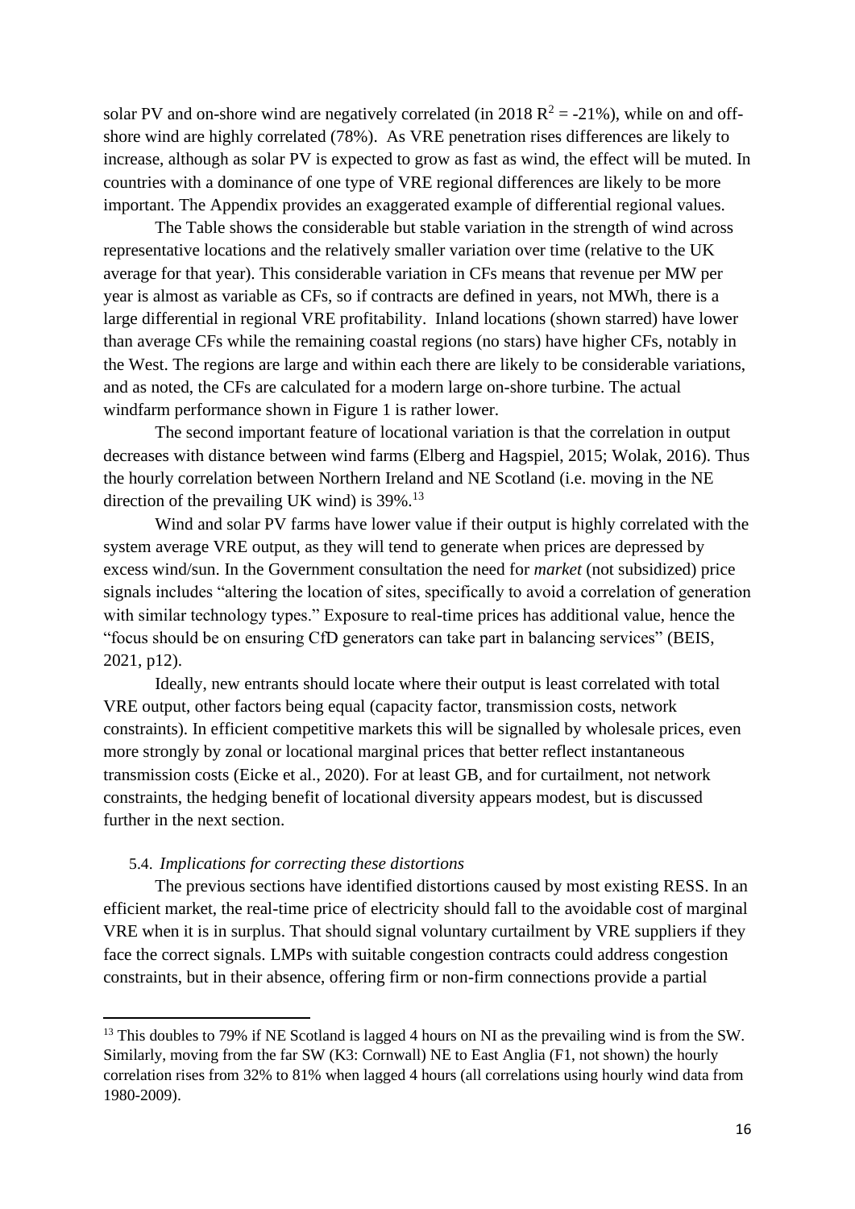solar PV and on-shore wind are negatively correlated (in 2018 $R^2 = -21\%$), while on and off-shore wind are highly correlated (78%). As VRE penetration rises differences are likely to increase, although as solar PV is expected to grow as fast as wind, the effect will be muted. In countries with a dominance of one type of VRE regional differences are likely to be more important. The Appendix provides an exaggerated example of differential regional values.

The Table shows the considerable but stable variation in the strength of wind across representative locations and the relatively smaller variation over time (relative to the UK average for that year). This considerable variation in CFs means that revenue per MW per year is almost as variable as CFs, so if contracts are defined in years, not MWh, there is a large differential in regional VRE profitability. Inland locations (shown starred) have lower than average CFs while the remaining coastal regions (no stars) have higher CFs, notably in the West. The regions are large and within each there are likely to be considerable variations, and as noted, the CFs are calculated for a modern large on-shore turbine. The actual windfarm performance shown in Figure 1 is rather lower.

The second important feature of locational variation is that the correlation in output decreases with distance between wind farms (Elberg and Hagspiel, 2015; Wolak, 2016). Thus the hourly correlation between Northern Ireland and NE Scotland (i.e. moving in the NE direction of the prevailing UK wind) is 39%.[13]

Wind and solar PV farms have lower value if their output is highly correlated with the system average VRE output, as they will tend to generate when prices are depressed by excess wind/sun. In the Government consultation the need for *market* (not subsidized) price signals includes "altering the location of sites, specifically to avoid a correlation of generation with similar technology types." Exposure to real-time prices has additional value, hence the "focus should be on ensuring CfD generators can take part in balancing services" (BEIS, 2021, p12).

Ideally, new entrants should locate where their output is least correlated with total VRE output, other factors being equal (capacity factor, transmission costs, network constraints). In efficient competitive markets this will be signalled by wholesale prices, even more strongly by zonal or locational marginal prices that better reflect instantaneous transmission costs (Eicke et al., 2020). For at least GB, and for curtailment, not network constraints, the hedging benefit of locational diversity appears modest, but is discussed further in the next section.

### 5.4. *Implications for correcting these distortions*

The previous sections have identified distortions caused by most existing RESS. In an efficient market, the real-time price of electricity should fall to the avoidable cost of marginal VRE when it is in surplus. That should signal voluntary curtailment by VRE suppliers if they face the correct signals. LMPs with suitable congestion contracts could address congestion constraints, but in their absence, offering firm or non-firm connections provide a partial

---

[13] This doubles to 79% if NE Scotland is lagged 4 hours on NI as the prevailing wind is from the SW. Similarly, moving from the far SW (K3: Cornwall) NE to East Anglia (F1, not shown) the hourly correlation rises from 32% to 81% when lagged 4 hours (all correlations using hourly wind data from 1980-2009).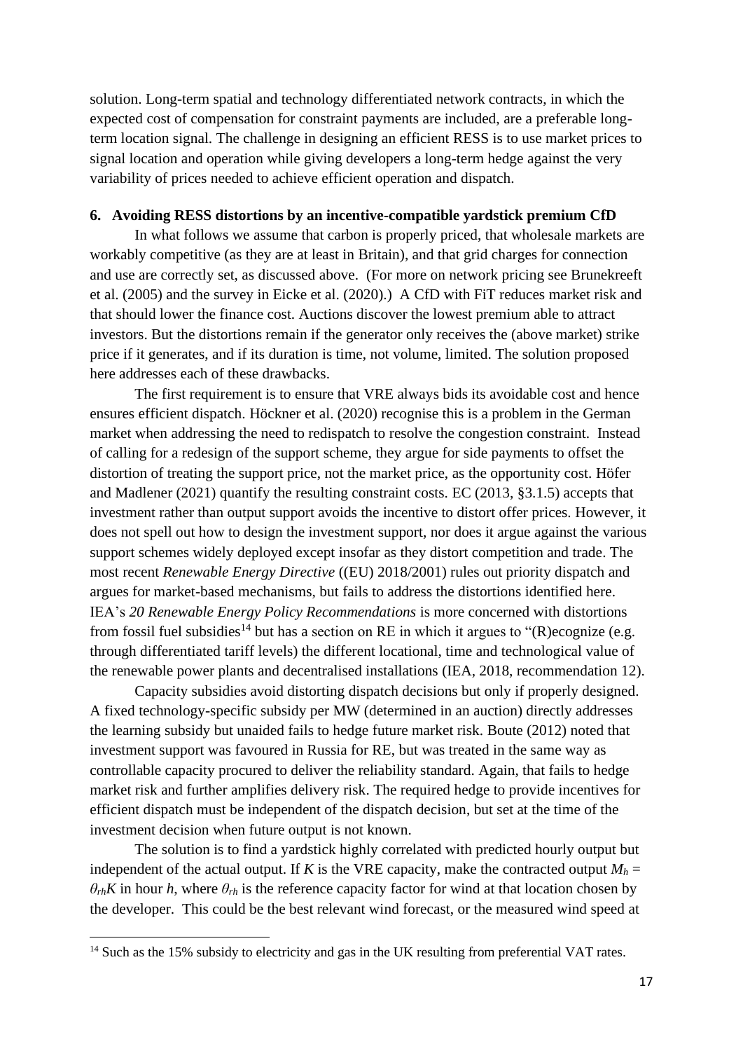solution. Long-term spatial and technology differentiated network contracts, in which the expected cost of compensation for constraint payments are included, are a preferable long-term location signal. The challenge in designing an efficient RESS is to use market prices to signal location and operation while giving developers a long-term hedge against the very variability of prices needed to achieve efficient operation and dispatch.

## 6. Avoiding RESS distortions by an incentive-compatible yardstick premium CfD

In what follows we assume that carbon is properly priced, that wholesale markets are workably competitive (as they are at least in Britain), and that grid charges for connection and use are correctly set, as discussed above. (For more on network pricing see Brunekreeft et al. (2005) and the survey in Eicke et al. (2020).) A CfD with FiT reduces market risk and that should lower the finance cost. Auctions discover the lowest premium able to attract investors. But the distortions remain if the generator only receives the (above market) strike price if it generates, and if its duration is time, not volume, limited. The solution proposed here addresses each of these drawbacks.

The first requirement is to ensure that VRE always bids its avoidable cost and hence ensures efficient dispatch. Höckner et al. (2020) recognise this is a problem in the German market when addressing the need to redispatch to resolve the congestion constraint. Instead of calling for a redesign of the support scheme, they argue for side payments to offset the distortion of treating the support price, not the market price, as the opportunity cost. Höfer and Madlener (2021) quantify the resulting constraint costs. EC (2013, §3.1.5) accepts that investment rather than output support avoids the incentive to distort offer prices. However, it does not spell out how to design the investment support, nor does it argue against the various support schemes widely deployed except insofar as they distort competition and trade. The most recent *Renewable Energy Directive* ((EU) 2018/2001) rules out priority dispatch and argues for market-based mechanisms, but fails to address the distortions identified here. IEA's *20 Renewable Energy Policy Recommendations* is more concerned with distortions from fossil fuel subsidies[14] but has a section on RE in which it argues to "(R)ecognize (e.g. through differentiated tariff levels) the different locational, time and technological value of the renewable power plants and decentralised installations (IEA, 2018, recommendation 12).

Capacity subsidies avoid distorting dispatch decisions but only if properly designed. A fixed technology-specific subsidy per MW (determined in an auction) directly addresses the learning subsidy but unaided fails to hedge future market risk. Boute (2012) noted that investment support was favoured in Russia for RE, but was treated in the same way as controllable capacity procured to deliver the reliability standard. Again, that fails to hedge market risk and further amplifies delivery risk. The required hedge to provide incentives for efficient dispatch must be independent of the dispatch decision, but set at the time of the investment decision when future output is not known.

The solution is to find a yardstick highly correlated with predicted hourly output but independent of the actual output. If $K$ is the VRE capacity, make the contracted output $M_h = \theta_{rh}K$ in hour $h$, where $\theta_{rh}$ is the reference capacity factor for wind at that location chosen by the developer. This could be the best relevant wind forecast, or the measured wind speed at

[14] Such as the 15% subsidy to electricity and gas in the UK resulting from preferential VAT rates.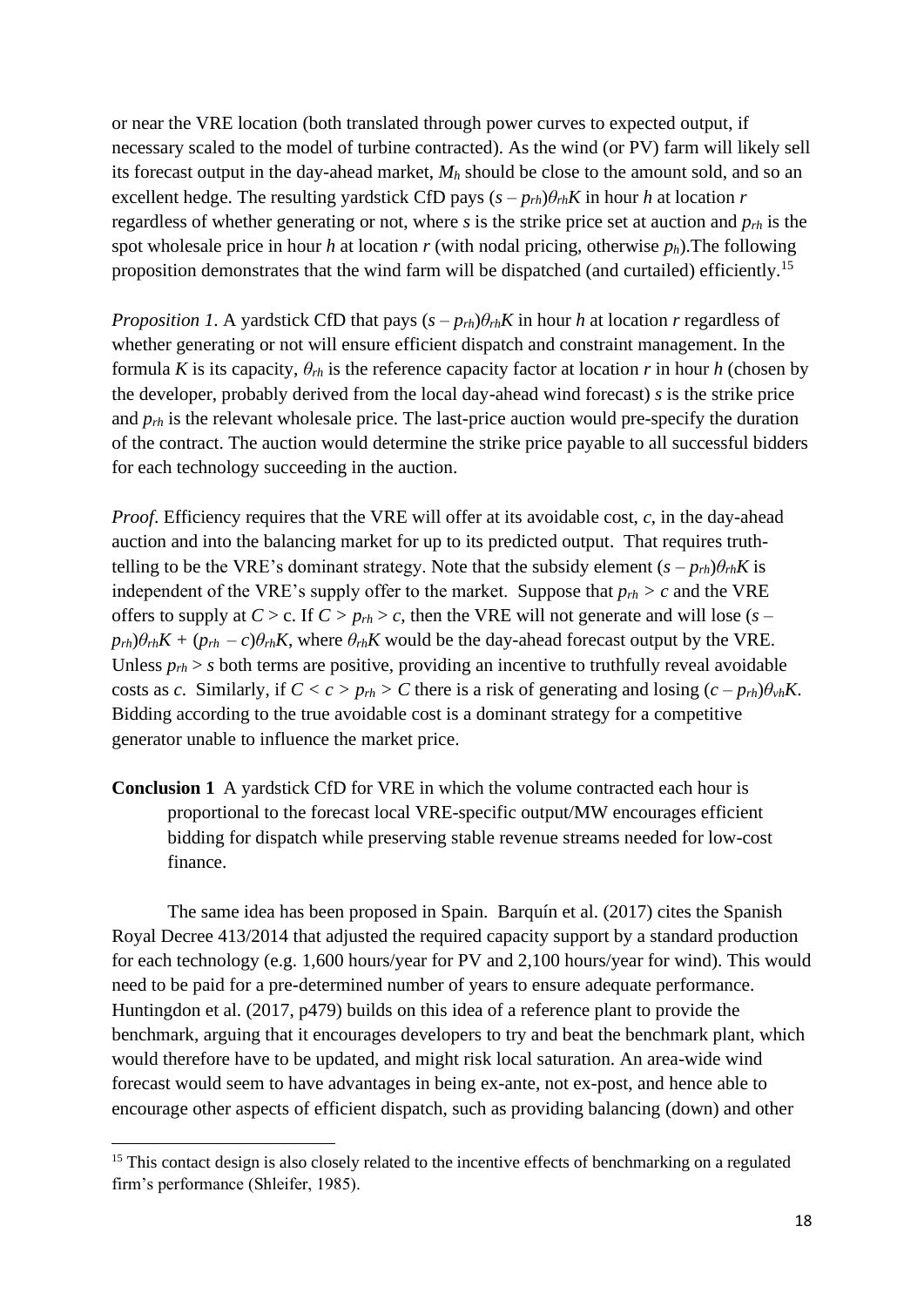or near the VRE location (both translated through power curves to expected output, if necessary scaled to the model of turbine contracted). As the wind (or PV) farm will likely sell its forecast output in the day-ahead market, $M_h$ should be close to the amount sold, and so an excellent hedge. The resulting yardstick CfD pays $(s - p_{rh})\theta_{rh}K$ in hour $h$ at location $r$ regardless of whether generating or not, where $s$ is the strike price set at auction and $p_{rh}$ is the spot wholesale price in hour $h$ at location $r$ (with nodal pricing, otherwise $p_h$).The following proposition demonstrates that the wind farm will be dispatched (and curtailed) efficiently.[15]

*Proposition 1*. A yardstick CfD that pays $(s - p_{rh})\theta_{rh}K$ in hour $h$ at location $r$ regardless of whether generating or not will ensure efficient dispatch and constraint management. In the formula $K$ is its capacity, $\theta_{rh}$ is the reference capacity factor at location $r$ in hour $h$ (chosen by the developer, probably derived from the local day-ahead wind forecast) $s$ is the strike price and $p_{rh}$ is the relevant wholesale price. The last-price auction would pre-specify the duration of the contract. The auction would determine the strike price payable to all successful bidders for each technology succeeding in the auction.

*Proof*. Efficiency requires that the VRE will offer at its avoidable cost, $c$, in the day-ahead auction and into the balancing market for up to its predicted output. That requires truth-telling to be the VRE's dominant strategy. Note that the subsidy element $(s - p_{rh})\theta_{rh}K$ is independent of the VRE's supply offer to the market. Suppose that $p_{rh} > c$ and the VRE offers to supply at $C >$ c. If $C > p_{rh} > c$, then the VRE will not generate and will lose $(s - p_{rh})\theta_{rh}K + (p_{rh} - c)\theta_{rh}K$, where $\theta_{rh}K$ would be the day-ahead forecast output by the VRE. Unless $p_{rh} > s$ both terms are positive, providing an incentive to truthfully reveal avoidable costs as $c$. Similarly, if $C < c > p_{rh} > C$ there is a risk of generating and losing $(c - p_{rh})\theta_{vh}K$. Bidding according to the true avoidable cost is a dominant strategy for a competitive generator unable to influence the market price.

**Conclusion 1** A yardstick CfD for VRE in which the volume contracted each hour is proportional to the forecast local VRE-specific output/MW encourages efficient bidding for dispatch while preserving stable revenue streams needed for low-cost finance.

The same idea has been proposed in Spain. Barquín et al. (2017) cites the Spanish Royal Decree 413/2014 that adjusted the required capacity support by a standard production for each technology (e.g. 1,600 hours/year for PV and 2,100 hours/year for wind). This would need to be paid for a pre-determined number of years to ensure adequate performance. Huntingdon et al. (2017, p479) builds on this idea of a reference plant to provide the benchmark, arguing that it encourages developers to try and beat the benchmark plant, which would therefore have to be updated, and might risk local saturation. An area-wide wind forecast would seem to have advantages in being ex-ante, not ex-post, and hence able to encourage other aspects of efficient dispatch, such as providing balancing (down) and other

[15] This contact design is also closely related to the incentive effects of benchmarking on a regulated firm's performance (Shleifer, 1985).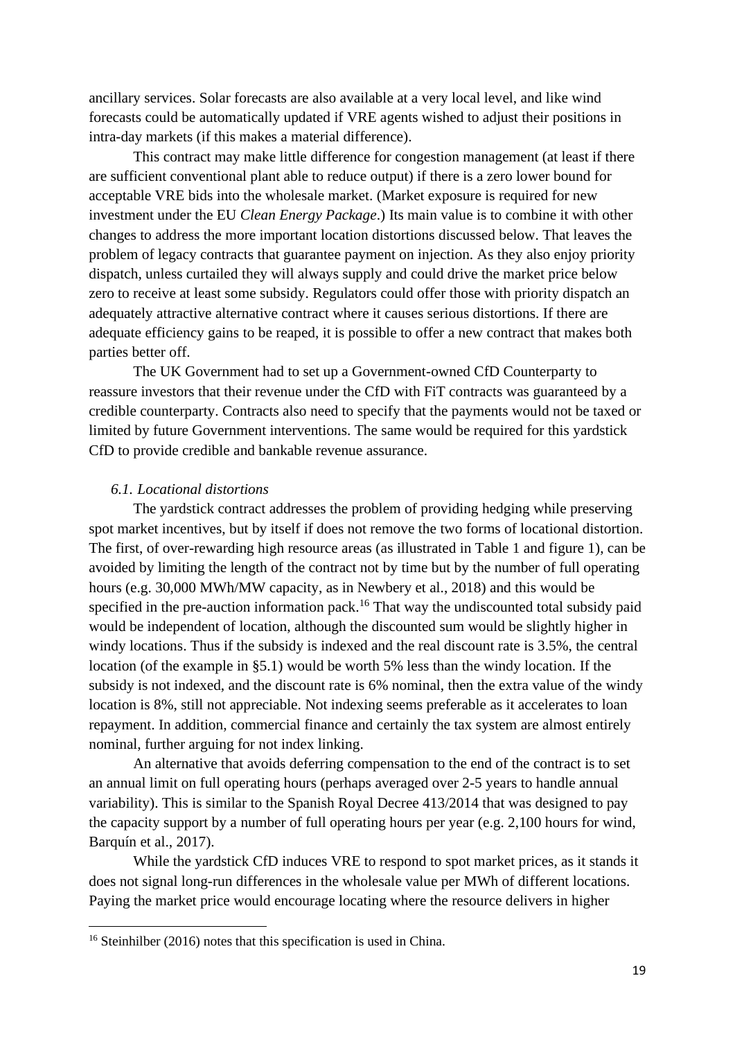ancillary services. Solar forecasts are also available at a very local level, and like wind forecasts could be automatically updated if VRE agents wished to adjust their positions in intra-day markets (if this makes a material difference).

This contract may make little difference for congestion management (at least if there are sufficient conventional plant able to reduce output) if there is a zero lower bound for acceptable VRE bids into the wholesale market. (Market exposure is required for new investment under the EU *Clean Energy Package*.) Its main value is to combine it with other changes to address the more important location distortions discussed below. That leaves the problem of legacy contracts that guarantee payment on injection. As they also enjoy priority dispatch, unless curtailed they will always supply and could drive the market price below zero to receive at least some subsidy. Regulators could offer those with priority dispatch an adequately attractive alternative contract where it causes serious distortions. If there are adequate efficiency gains to be reaped, it is possible to offer a new contract that makes both parties better off.

The UK Government had to set up a Government-owned CfD Counterparty to reassure investors that their revenue under the CfD with FiT contracts was guaranteed by a credible counterparty. Contracts also need to specify that the payments would not be taxed or limited by future Government interventions. The same would be required for this yardstick CfD to provide credible and bankable revenue assurance.

### *6.1. Locational distortions*

The yardstick contract addresses the problem of providing hedging while preserving spot market incentives, but by itself if does not remove the two forms of locational distortion. The first, of over-rewarding high resource areas (as illustrated in Table 1 and figure 1), can be avoided by limiting the length of the contract not by time but by the number of full operating hours (e.g. 30,000 MWh/MW capacity, as in Newbery et al., 2018) and this would be specified in the pre-auction information pack.[16] That way the undiscounted total subsidy paid would be independent of location, although the discounted sum would be slightly higher in windy locations. Thus if the subsidy is indexed and the real discount rate is 3.5%, the central location (of the example in §5.1) would be worth 5% less than the windy location. If the subsidy is not indexed, and the discount rate is 6% nominal, then the extra value of the windy location is 8%, still not appreciable. Not indexing seems preferable as it accelerates to loan repayment. In addition, commercial finance and certainly the tax system are almost entirely nominal, further arguing for not index linking.

An alternative that avoids deferring compensation to the end of the contract is to set an annual limit on full operating hours (perhaps averaged over 2-5 years to handle annual variability). This is similar to the Spanish Royal Decree 413/2014 that was designed to pay the capacity support by a number of full operating hours per year (e.g. 2,100 hours for wind, Barquín et al., 2017).

While the yardstick CfD induces VRE to respond to spot market prices, as it stands it does not signal long-run differences in the wholesale value per MWh of different locations. Paying the market price would encourage locating where the resource delivers in higher

[16] Steinhilber (2016) notes that this specification is used in China.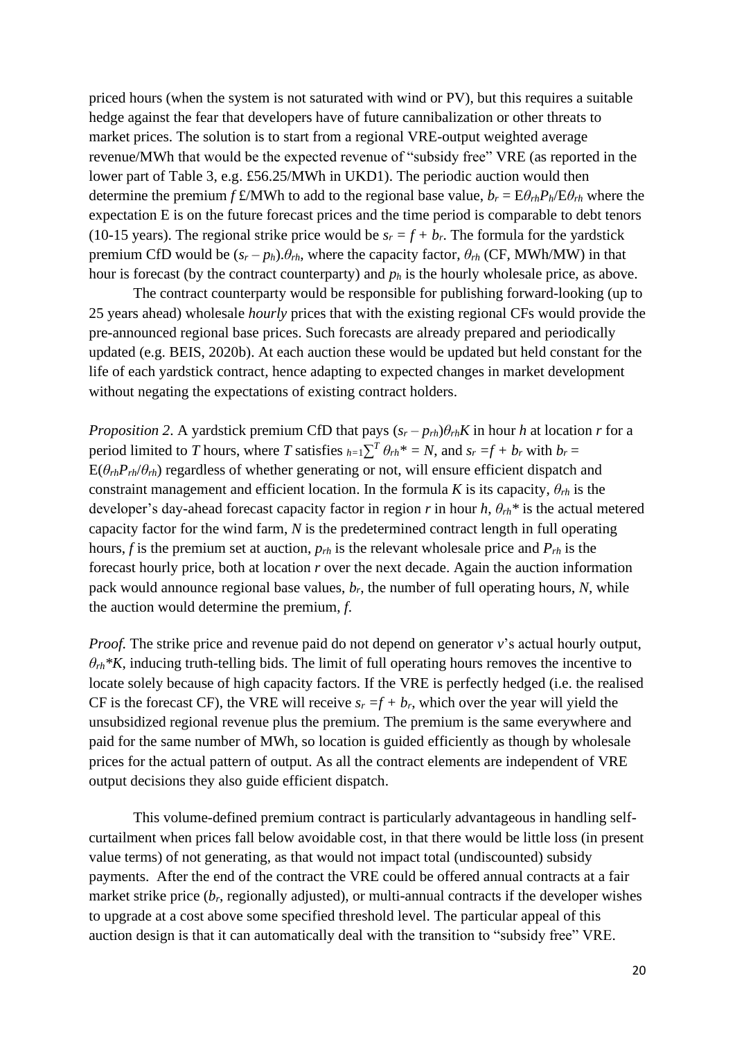priced hours (when the system is not saturated with wind or PV), but this requires a suitable hedge against the fear that developers have of future cannibalization or other threats to market prices. The solution is to start from a regional VRE-output weighted average revenue/MWh that would be the expected revenue of "subsidy free" VRE (as reported in the lower part of Table 3, e.g. £56.25/MWh in UKD1). The periodic auction would then determine the premium $f$ £/MWh to add to the regional base value, $b_r = \mathrm{E}\theta_{rh}P_h/\mathrm{E}\theta_{rh}$ where the expectation E is on the future forecast prices and the time period is comparable to debt tenors (10-15 years). The regional strike price would be $s_r = f + b_r$. The formula for the yardstick premium CfD would be $(s_r - p_h).\theta_{rh}$, where the capacity factor, $\theta_{rh}$ (CF, MWh/MW) in that hour is forecast (by the contract counterparty) and $p_h$ is the hourly wholesale price, as above.

The contract counterparty would be responsible for publishing forward-looking (up to 25 years ahead) wholesale *hourly* prices that with the existing regional CFs would provide the pre-announced regional base prices. Such forecasts are already prepared and periodically updated (e.g. BEIS, 2020b). At each auction these would be updated but held constant for the life of each yardstick contract, hence adapting to expected changes in market development without negating the expectations of existing contract holders.

*Proposition 2*. A yardstick premium CfD that pays $(s_r - p_{rh})\theta_{rh}K$ in hour $h$ at location $r$ for a period limited to $T$ hours, where $T$ satisfies ${}_{h=1}\sum^{T} \theta_{rh}^* = N$, and $s_r = f + b_r$ with $b_r = \mathrm{E}(\theta_{rh}P_{rh}/\theta_{rh})$ regardless of whether generating or not, will ensure efficient dispatch and constraint management and efficient location. In the formula $K$ is its capacity, $\theta_{rh}$ is the developer's day-ahead forecast capacity factor in region $r$ in hour $h$, $\theta_{rh}^*$ is the actual metered capacity factor for the wind farm, $N$ is the predetermined contract length in full operating hours, $f$ is the premium set at auction, $p_{rh}$ is the relevant wholesale price and $P_{rh}$ is the forecast hourly price, both at location $r$ over the next decade. Again the auction information pack would announce regional base values, $b_r$, the number of full operating hours, $N$, while the auction would determine the premium, $f$.

*Proof.* The strike price and revenue paid do not depend on generator $v$'s actual hourly output, $\theta_{rh}^*K$, inducing truth-telling bids. The limit of full operating hours removes the incentive to locate solely because of high capacity factors. If the VRE is perfectly hedged (i.e. the realised CF is the forecast CF), the VRE will receive $s_r = f + b_r$, which over the year will yield the unsubsidized regional revenue plus the premium. The premium is the same everywhere and paid for the same number of MWh, so location is guided efficiently as though by wholesale prices for the actual pattern of output. As all the contract elements are independent of VRE output decisions they also guide efficient dispatch.

This volume-defined premium contract is particularly advantageous in handling self-curtailment when prices fall below avoidable cost, in that there would be little loss (in present value terms) of not generating, as that would not impact total (undiscounted) subsidy payments. After the end of the contract the VRE could be offered annual contracts at a fair market strike price ($b_r$, regionally adjusted), or multi-annual contracts if the developer wishes to upgrade at a cost above some specified threshold level. The particular appeal of this auction design is that it can automatically deal with the transition to "subsidy free" VRE.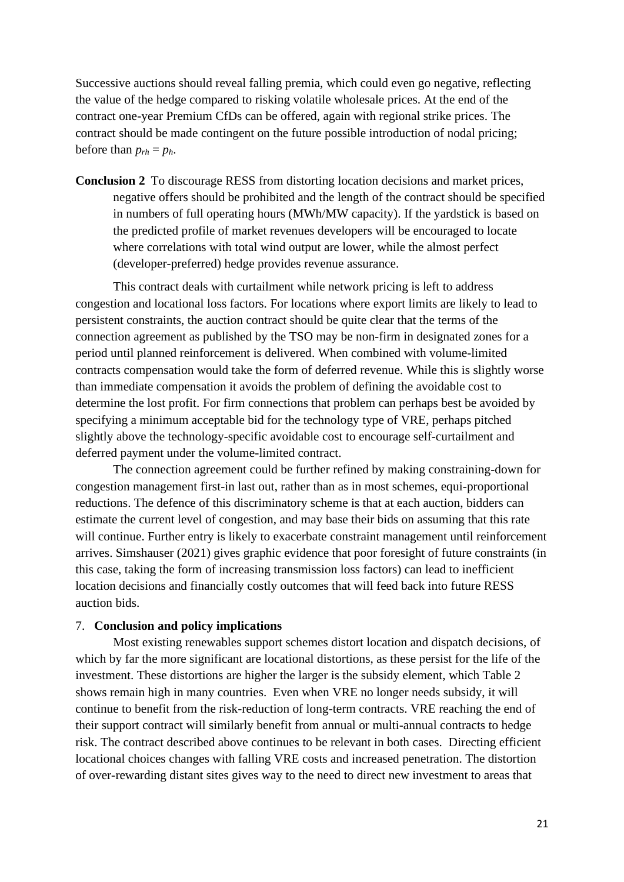Successive auctions should reveal falling premia, which could even go negative, reflecting the value of the hedge compared to risking volatile wholesale prices. At the end of the contract one-year Premium CfDs can be offered, again with regional strike prices. The contract should be made contingent on the future possible introduction of nodal pricing; before than $p_{rh} = p_h$.

**Conclusion 2** To discourage RESS from distorting location decisions and market prices, negative offers should be prohibited and the length of the contract should be specified in numbers of full operating hours (MWh/MW capacity). If the yardstick is based on the predicted profile of market revenues developers will be encouraged to locate where correlations with total wind output are lower, while the almost perfect (developer-preferred) hedge provides revenue assurance.

This contract deals with curtailment while network pricing is left to address congestion and locational loss factors. For locations where export limits are likely to lead to persistent constraints, the auction contract should be quite clear that the terms of the connection agreement as published by the TSO may be non-firm in designated zones for a period until planned reinforcement is delivered. When combined with volume-limited contracts compensation would take the form of deferred revenue. While this is slightly worse than immediate compensation it avoids the problem of defining the avoidable cost to determine the lost profit. For firm connections that problem can perhaps best be avoided by specifying a minimum acceptable bid for the technology type of VRE, perhaps pitched slightly above the technology-specific avoidable cost to encourage self-curtailment and deferred payment under the volume-limited contract.

The connection agreement could be further refined by making constraining-down for congestion management first-in last out, rather than as in most schemes, equi-proportional reductions. The defence of this discriminatory scheme is that at each auction, bidders can estimate the current level of congestion, and may base their bids on assuming that this rate will continue. Further entry is likely to exacerbate constraint management until reinforcement arrives. Simshauser (2021) gives graphic evidence that poor foresight of future constraints (in this case, taking the form of increasing transmission loss factors) can lead to inefficient location decisions and financially costly outcomes that will feed back into future RESS auction bids.

## 7. Conclusion and policy implications

Most existing renewables support schemes distort location and dispatch decisions, of which by far the more significant are locational distortions, as these persist for the life of the investment. These distortions are higher the larger is the subsidy element, which Table 2 shows remain high in many countries. Even when VRE no longer needs subsidy, it will continue to benefit from the risk-reduction of long-term contracts. VRE reaching the end of their support contract will similarly benefit from annual or multi-annual contracts to hedge risk. The contract described above continues to be relevant in both cases. Directing efficient locational choices changes with falling VRE costs and increased penetration. The distortion of over-rewarding distant sites gives way to the need to direct new investment to areas that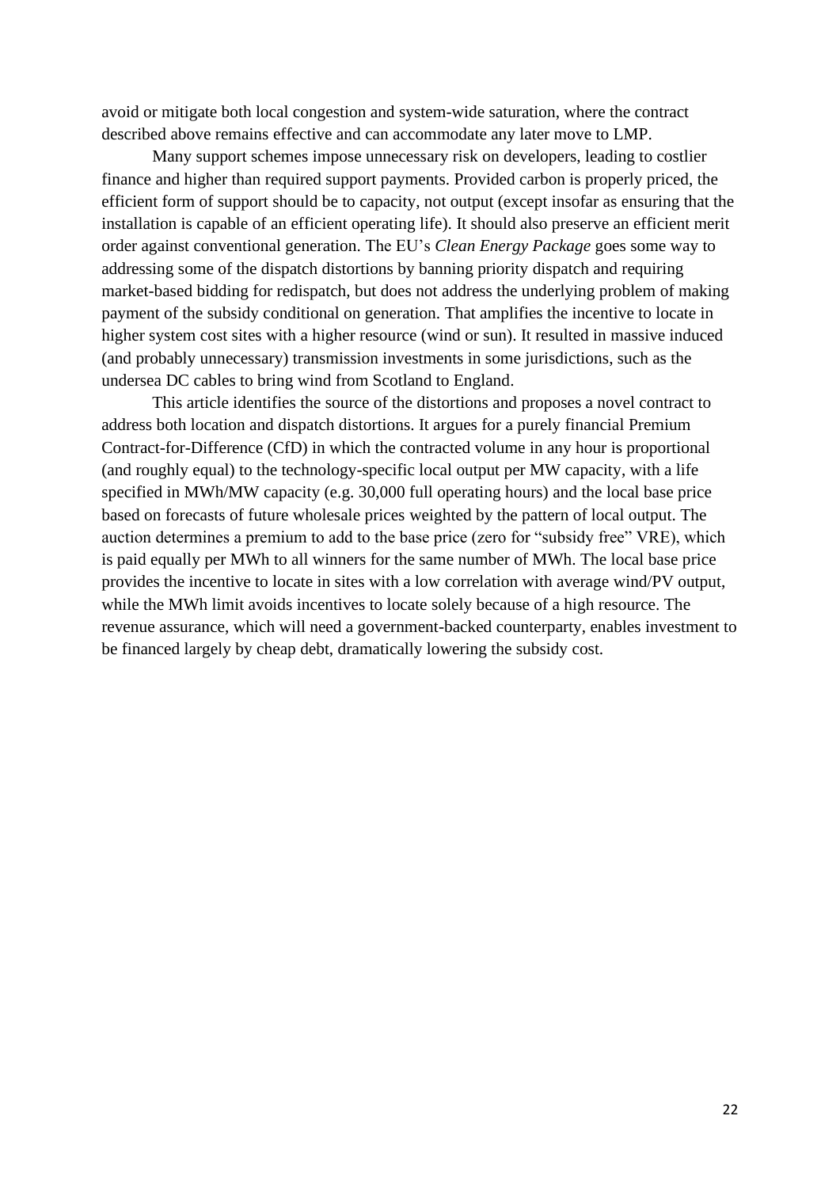avoid or mitigate both local congestion and system-wide saturation, where the contract described above remains effective and can accommodate any later move to LMP.

Many support schemes impose unnecessary risk on developers, leading to costlier finance and higher than required support payments. Provided carbon is properly priced, the efficient form of support should be to capacity, not output (except insofar as ensuring that the installation is capable of an efficient operating life). It should also preserve an efficient merit order against conventional generation. The EU's *Clean Energy Package* goes some way to addressing some of the dispatch distortions by banning priority dispatch and requiring market-based bidding for redispatch, but does not address the underlying problem of making payment of the subsidy conditional on generation. That amplifies the incentive to locate in higher system cost sites with a higher resource (wind or sun). It resulted in massive induced (and probably unnecessary) transmission investments in some jurisdictions, such as the undersea DC cables to bring wind from Scotland to England.

This article identifies the source of the distortions and proposes a novel contract to address both location and dispatch distortions. It argues for a purely financial Premium Contract-for-Difference (CfD) in which the contracted volume in any hour is proportional (and roughly equal) to the technology-specific local output per MW capacity, with a life specified in MWh/MW capacity (e.g. 30,000 full operating hours) and the local base price based on forecasts of future wholesale prices weighted by the pattern of local output. The auction determines a premium to add to the base price (zero for "subsidy free" VRE), which is paid equally per MWh to all winners for the same number of MWh. The local base price provides the incentive to locate in sites with a low correlation with average wind/PV output, while the MWh limit avoids incentives to locate solely because of a high resource. The revenue assurance, which will need a government-backed counterparty, enables investment to be financed largely by cheap debt, dramatically lowering the subsidy cost.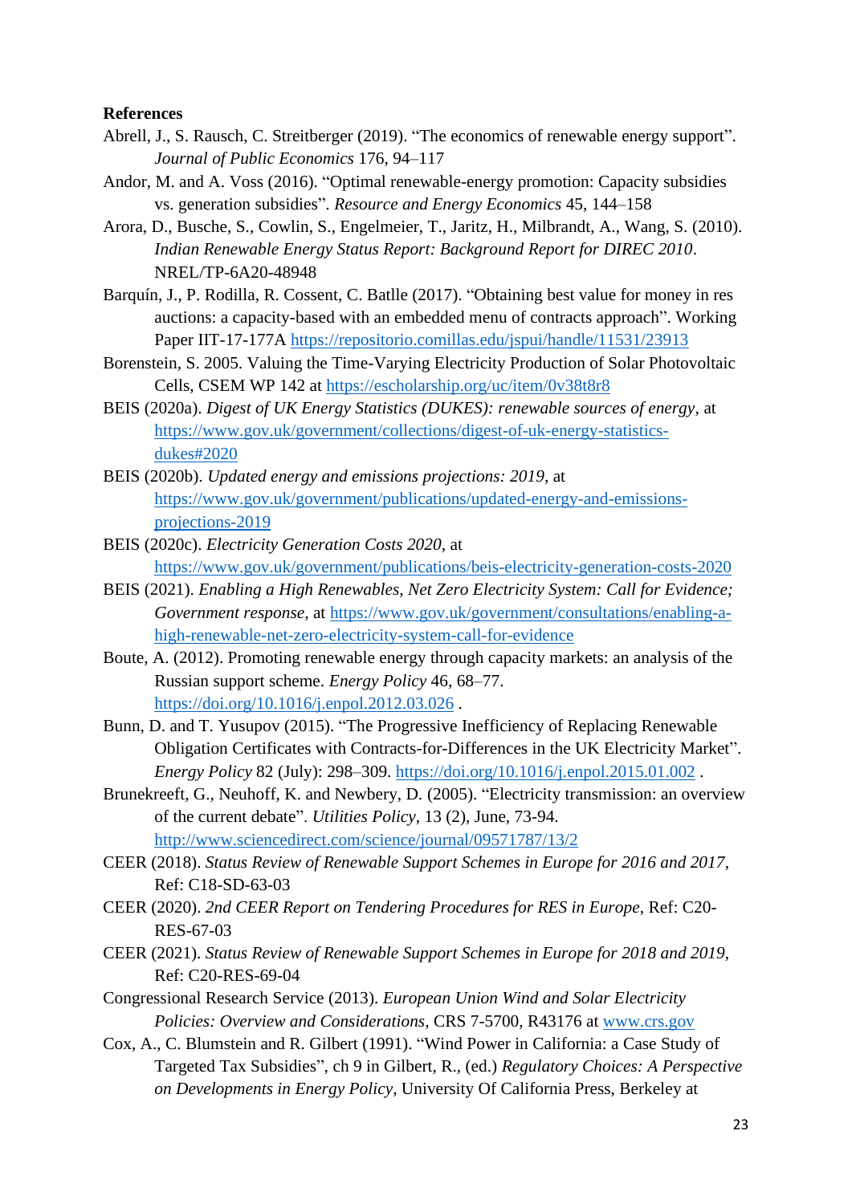**References**

Abrell, J., S. Rausch, C. Streitberger (2019). "The economics of renewable energy support". *Journal of Public Economics* 176, 94–117

Andor, M. and A. Voss (2016). "Optimal renewable-energy promotion: Capacity subsidies vs. generation subsidies". *Resource and Energy Economics* 45, 144–158

Arora, D., Busche, S., Cowlin, S., Engelmeier, T., Jaritz, H., Milbrandt, A., Wang, S. (2010). *Indian Renewable Energy Status Report: Background Report for DIREC 2010*. NREL/TP-6A20-48948

Barquín, J., P. Rodilla, R. Cossent, C. Batlle (2017). "Obtaining best value for money in res auctions: a capacity-based with an embedded menu of contracts approach". Working Paper IIT-17-177A https://repositorio.comillas.edu/jspui/handle/11531/23913

Borenstein, S. 2005. Valuing the Time-Varying Electricity Production of Solar Photovoltaic Cells, CSEM WP 142 at https://escholarship.org/uc/item/0v38t8r8

BEIS (2020a). *Digest of UK Energy Statistics (DUKES): renewable sources of energy*, at https://www.gov.uk/government/collections/digest-of-uk-energy-statistics-dukes#2020

BEIS (2020b). *Updated energy and emissions projections: 2019*, at https://www.gov.uk/government/publications/updated-energy-and-emissions-projections-2019

BEIS (2020c). *Electricity Generation Costs 2020*, at https://www.gov.uk/government/publications/beis-electricity-generation-costs-2020

BEIS (2021). *Enabling a High Renewables, Net Zero Electricity System: Call for Evidence; Government response*, at https://www.gov.uk/government/consultations/enabling-a-high-renewable-net-zero-electricity-system-call-for-evidence

Boute, A. (2012). Promoting renewable energy through capacity markets: an analysis of the Russian support scheme. *Energy Policy* 46, 68–77. https://doi.org/10.1016/j.enpol.2012.03.026 .

Bunn, D. and T. Yusupov (2015). "The Progressive Inefficiency of Replacing Renewable Obligation Certificates with Contracts-for-Differences in the UK Electricity Market". *Energy Policy* 82 (July): 298–309. https://doi.org/10.1016/j.enpol.2015.01.002 .

Brunekreeft, G., Neuhoff, K. and Newbery, D. (2005). "Electricity transmission: an overview of the current debate". *Utilities Policy*, 13 (2), June, 73-94. http://www.sciencedirect.com/science/journal/09571787/13/2

CEER (2018). *Status Review of Renewable Support Schemes in Europe for 2016 and 2017*, Ref: C18-SD-63-03

CEER (2020). *2nd CEER Report on Tendering Procedures for RES in Europe*, Ref: C20-RES-67-03

CEER (2021). *Status Review of Renewable Support Schemes in Europe for 2018 and 2019*, Ref: C20-RES-69-04

Congressional Research Service (2013). *European Union Wind and Solar Electricity Policies: Overview and Considerations*, CRS 7-5700, R43176 at www.crs.gov

Cox, A., C. Blumstein and R. Gilbert (1991). "Wind Power in California: a Case Study of Targeted Tax Subsidies", ch 9 in Gilbert, R., (ed.) *Regulatory Choices: A Perspective on Developments in Energy Policy*, University Of California Press, Berkeley at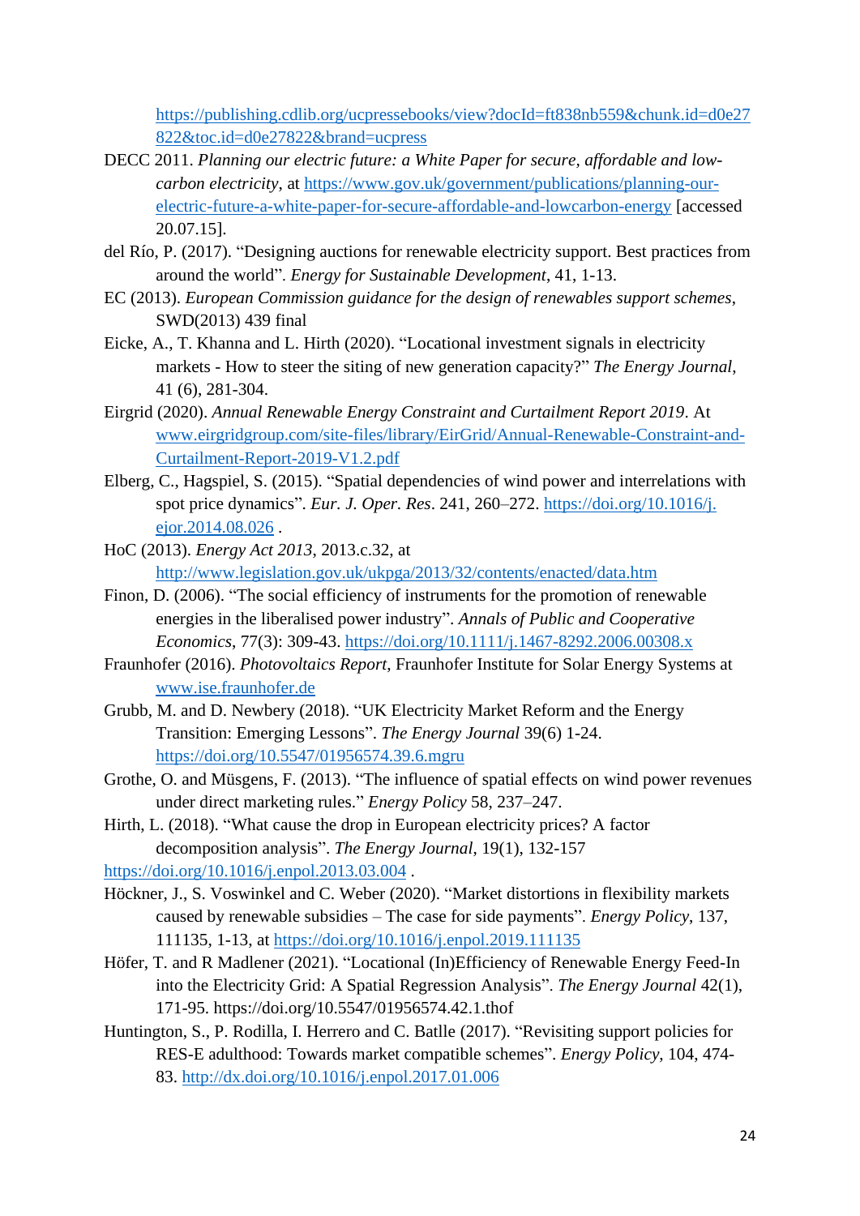https://publishing.cdlib.org/ucpressebooks/view?docId=ft838nb559&chunk.id=d0e27822&toc.id=d0e27822&brand=ucpress

DECC 2011. *Planning our electric future: a White Paper for secure, affordable and low-carbon electricity*, at https://www.gov.uk/government/publications/planning-our-electric-future-a-white-paper-for-secure-affordable-and-lowcarbon-energy [accessed 20.07.15].

del Río, P. (2017). "Designing auctions for renewable electricity support. Best practices from around the world". *Energy for Sustainable Development*, 41, 1-13.

EC (2013). *European Commission guidance for the design of renewables support schemes*, SWD(2013) 439 final

Eicke, A., T. Khanna and L. Hirth (2020). "Locational investment signals in electricity markets - How to steer the siting of new generation capacity?" *The Energy Journal*, 41 (6), 281-304.

Eirgrid (2020). *Annual Renewable Energy Constraint and Curtailment Report 2019*. At www.eirgridgroup.com/site-files/library/EirGrid/Annual-Renewable-Constraint-and-Curtailment-Report-2019-V1.2.pdf

Elberg, C., Hagspiel, S. (2015). "Spatial dependencies of wind power and interrelations with spot price dynamics". *Eur. J. Oper. Res*. 241, 260–272. https://doi.org/10.1016/j.ejor.2014.08.026 .

HoC (2013). *Energy Act 2013*, 2013.c.32, at http://www.legislation.gov.uk/ukpga/2013/32/contents/enacted/data.htm

Finon, D. (2006). "The social efficiency of instruments for the promotion of renewable energies in the liberalised power industry". *Annals of Public and Cooperative Economics*, 77(3): 309-43. https://doi.org/10.1111/j.1467-8292.2006.00308.x

Fraunhofer (2016). *Photovoltaics Report*, Fraunhofer Institute for Solar Energy Systems at www.ise.fraunhofer.de

Grubb, M. and D. Newbery (2018). "UK Electricity Market Reform and the Energy Transition: Emerging Lessons". *The Energy Journal* 39(6) 1-24. https://doi.org/10.5547/01956574.39.6.mgru

Grothe, O. and Müsgens, F. (2013). "The influence of spatial effects on wind power revenues under direct marketing rules." *Energy Policy* 58, 237–247.

Hirth, L. (2018). "What cause the drop in European electricity prices? A factor decomposition analysis". *The Energy Journal*, 19(1), 132-157

https://doi.org/10.1016/j.enpol.2013.03.004 .

Höckner, J., S. Voswinkel and C. Weber (2020). "Market distortions in flexibility markets caused by renewable subsidies – The case for side payments". *Energy Policy*, 137, 111135, 1-13, at https://doi.org/10.1016/j.enpol.2019.111135

Höfer, T. and R Madlener (2021). "Locational (In)Efficiency of Renewable Energy Feed-In into the Electricity Grid: A Spatial Regression Analysis". *The Energy Journal* 42(1), 171-95. https://doi.org/10.5547/01956574.42.1.thof

Huntington, S., P. Rodilla, I. Herrero and C. Batlle (2017). "Revisiting support policies for RES-E adulthood: Towards market compatible schemes". *Energy Policy*, 104, 474-83. http://dx.doi.org/10.1016/j.enpol.2017.01.006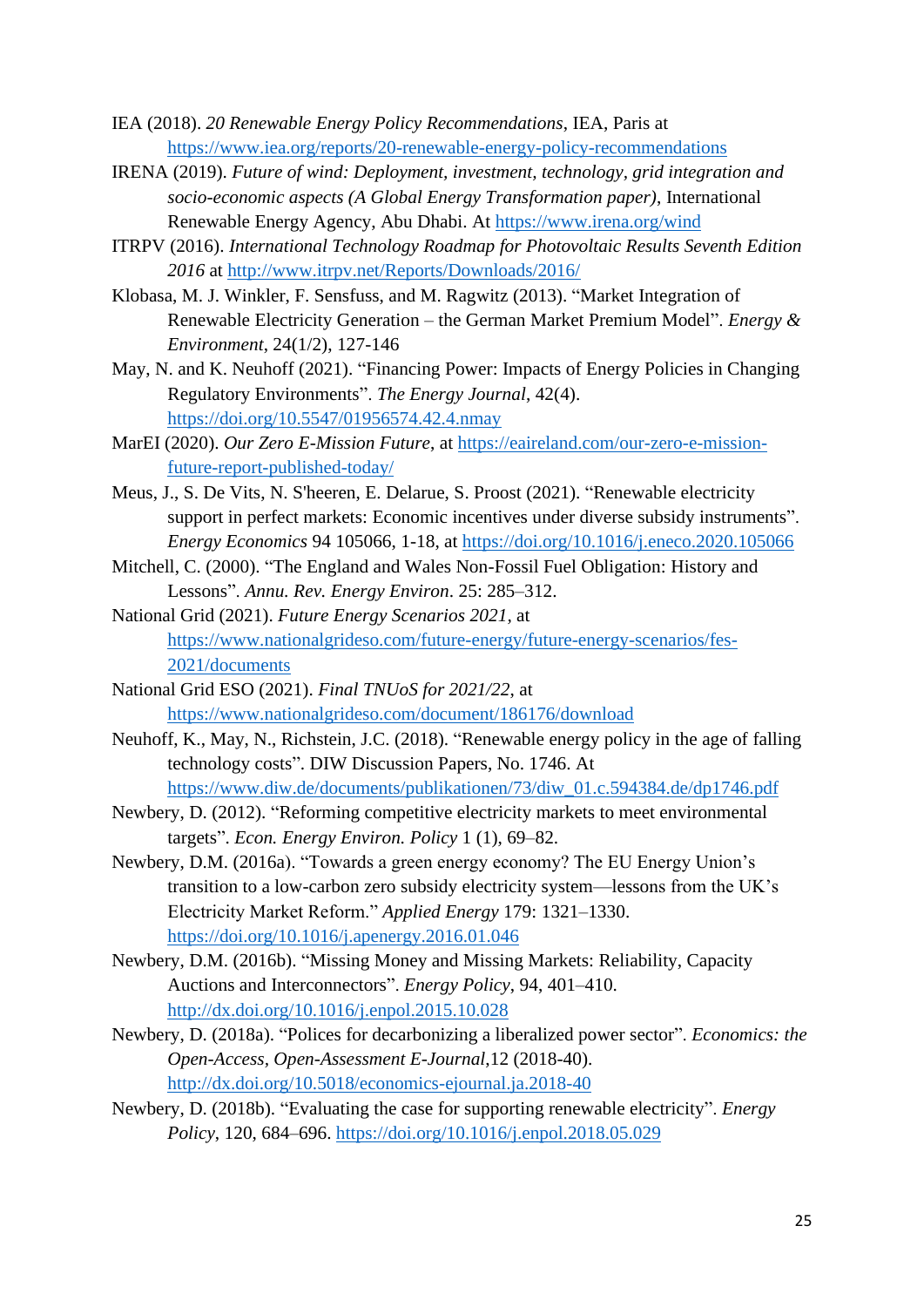IEA (2018). *20 Renewable Energy Policy Recommendations*, IEA, Paris at https://www.iea.org/reports/20-renewable-energy-policy-recommendations

IRENA (2019). *Future of wind: Deployment, investment, technology, grid integration and socio-economic aspects (A Global Energy Transformation paper)*, International Renewable Energy Agency, Abu Dhabi. At https://www.irena.org/wind

ITRPV (2016). *International Technology Roadmap for Photovoltaic Results Seventh Edition 2016* at http://www.itrpv.net/Reports/Downloads/2016/

Klobasa, M. J. Winkler, F. Sensfuss, and M. Ragwitz (2013). "Market Integration of Renewable Electricity Generation – the German Market Premium Model". *Energy & Environment*, 24(1/2), 127-146

May, N. and K. Neuhoff (2021). "Financing Power: Impacts of Energy Policies in Changing Regulatory Environments". *The Energy Journal*, 42(4). https://doi.org/10.5547/01956574.42.4.nmay

MarEI (2020). *Our Zero E-Mission Future*, at https://eaireland.com/our-zero-e-mission-future-report-published-today/

Meus, J., S. De Vits, N. S'heeren, E. Delarue, S. Proost (2021). "Renewable electricity support in perfect markets: Economic incentives under diverse subsidy instruments". *Energy Economics* 94 105066, 1-18, at https://doi.org/10.1016/j.eneco.2020.105066

Mitchell, C. (2000). "The England and Wales Non-Fossil Fuel Obligation: History and Lessons". *Annu. Rev. Energy Environ*. 25: 285–312.

National Grid (2021). *Future Energy Scenarios 2021*, at https://www.nationalgrideso.com/future-energy/future-energy-scenarios/fes-2021/documents

National Grid ESO (2021). *Final TNUoS for 2021/22*, at https://www.nationalgrideso.com/document/186176/download

Neuhoff, K., May, N., Richstein, J.C. (2018). "Renewable energy policy in the age of falling technology costs". DIW Discussion Papers, No. 1746. At https://www.diw.de/documents/publikationen/73/diw_01.c.594384.de/dp1746.pdf

Newbery, D. (2012). "Reforming competitive electricity markets to meet environmental targets". *Econ. Energy Environ. Policy* 1 (1), 69–82.

Newbery, D.M. (2016a). "Towards a green energy economy? The EU Energy Union's transition to a low-carbon zero subsidy electricity system—lessons from the UK's Electricity Market Reform." *Applied Energy* 179: 1321–1330. https://doi.org/10.1016/j.apenergy.2016.01.046

Newbery, D.M. (2016b). "Missing Money and Missing Markets: Reliability, Capacity Auctions and Interconnectors". *Energy Policy*, 94, 401–410. http://dx.doi.org/10.1016/j.enpol.2015.10.028

Newbery, D. (2018a). "Polices for decarbonizing a liberalized power sector". *Economics: the Open-Access, Open-Assessment E-Journal*,12 (2018-40). http://dx.doi.org/10.5018/economics-ejournal.ja.2018-40

Newbery, D. (2018b). "Evaluating the case for supporting renewable electricity". *Energy Policy*, 120, 684–696. https://doi.org/10.1016/j.enpol.2018.05.029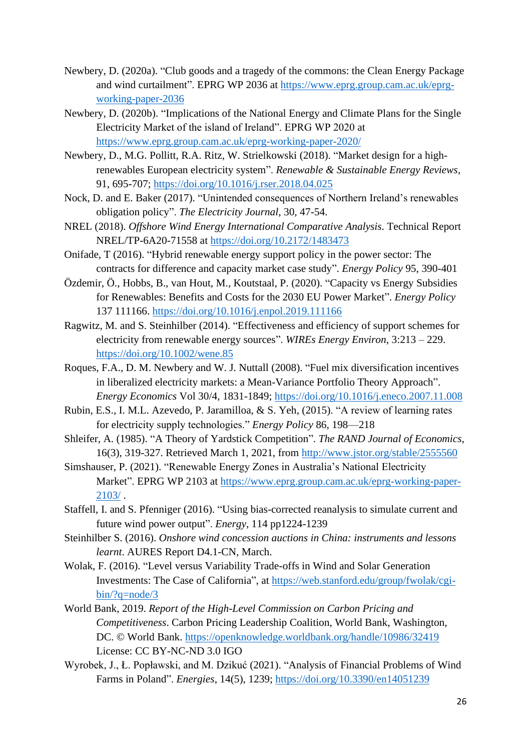Newbery, D. (2020a). “Club goods and a tragedy of the commons: the Clean Energy Package and wind curtailment”. EPRG WP 2036 at https://www.eprg.group.cam.ac.uk/eprg-working-paper-2036

Newbery, D. (2020b). “Implications of the National Energy and Climate Plans for the Single Electricity Market of the island of Ireland”. EPRG WP 2020 at https://www.eprg.group.cam.ac.uk/eprg-working-paper-2020/

Newbery, D., M.G. Pollitt, R.A. Ritz, W. Strielkowski (2018). “Market design for a high-renewables European electricity system”. *Renewable & Sustainable Energy Reviews*, 91, 695-707; https://doi.org/10.1016/j.rser.2018.04.025

Nock, D. and E. Baker (2017). “Unintended consequences of Northern Ireland’s renewables obligation policy”. *The Electricity Journal*, 30, 47-54.

NREL (2018). *Offshore Wind Energy International Comparative Analysis*. Technical Report NREL/TP-6A20-71558 at https://doi.org/10.2172/1483473

Onifade, T (2016). “Hybrid renewable energy support policy in the power sector: The contracts for difference and capacity market case study”. *Energy Policy* 95, 390-401

Özdemir, Ö., Hobbs, B., van Hout, M., Koutstaal, P. (2020). “Capacity vs Energy Subsidies for Renewables: Benefits and Costs for the 2030 EU Power Market”. *Energy Policy* 137 111166. https://doi.org/10.1016/j.enpol.2019.111166

Ragwitz, M. and S. Steinhilber (2014). “Effectiveness and efficiency of support schemes for electricity from renewable energy sources”. *WIREs Energy Environ*, 3:213 – 229. https://doi.org/10.1002/wene.85

Roques, F.A., D. M. Newbery and W. J. Nuttall (2008). “Fuel mix diversification incentives in liberalized electricity markets: a Mean-Variance Portfolio Theory Approach”. *Energy Economics* Vol 30/4, 1831-1849; https://doi.org/10.1016/j.eneco.2007.11.008

Rubin, E.S., I. M.L. Azevedo, P. Jaramilloa, & S. Yeh, (2015). “A review of learning rates for electricity supply technologies.” *Energy Policy* 86, 198—218

Shleifer, A. (1985). “A Theory of Yardstick Competition”. *The RAND Journal of Economics*, 16(3), 319-327. Retrieved March 1, 2021, from http://www.jstor.org/stable/2555560

Simshauser, P. (2021). “Renewable Energy Zones in Australia’s National Electricity Market”. EPRG WP 2103 at https://www.eprg.group.cam.ac.uk/eprg-working-paper-2103/ .

Staffell, I. and S. Pfenniger (2016). “Using bias-corrected reanalysis to simulate current and future wind power output”. *Energy*, 114 pp1224-1239

Steinhilber S. (2016). *Onshore wind concession auctions in China: instruments and lessons learnt*. AURES Report D4.1-CN, March.

Wolak, F. (2016). “Level versus Variability Trade-offs in Wind and Solar Generation Investments: The Case of California”, at https://web.stanford.edu/group/fwolak/cgi-bin/?q=node/3

World Bank, 2019. *Report of the High-Level Commission on Carbon Pricing and Competitiveness*. Carbon Pricing Leadership Coalition, World Bank, Washington, DC. © World Bank. https://openknowledge.worldbank.org/handle/10986/32419 License: CC BY-NC-ND 3.0 IGO

Wyrobek, J., Ł. Popławski, and M. Dzikuć (2021). “Analysis of Financial Problems of Wind Farms in Poland”. *Energies*, 14(5), 1239; https://doi.org/10.3390/en14051239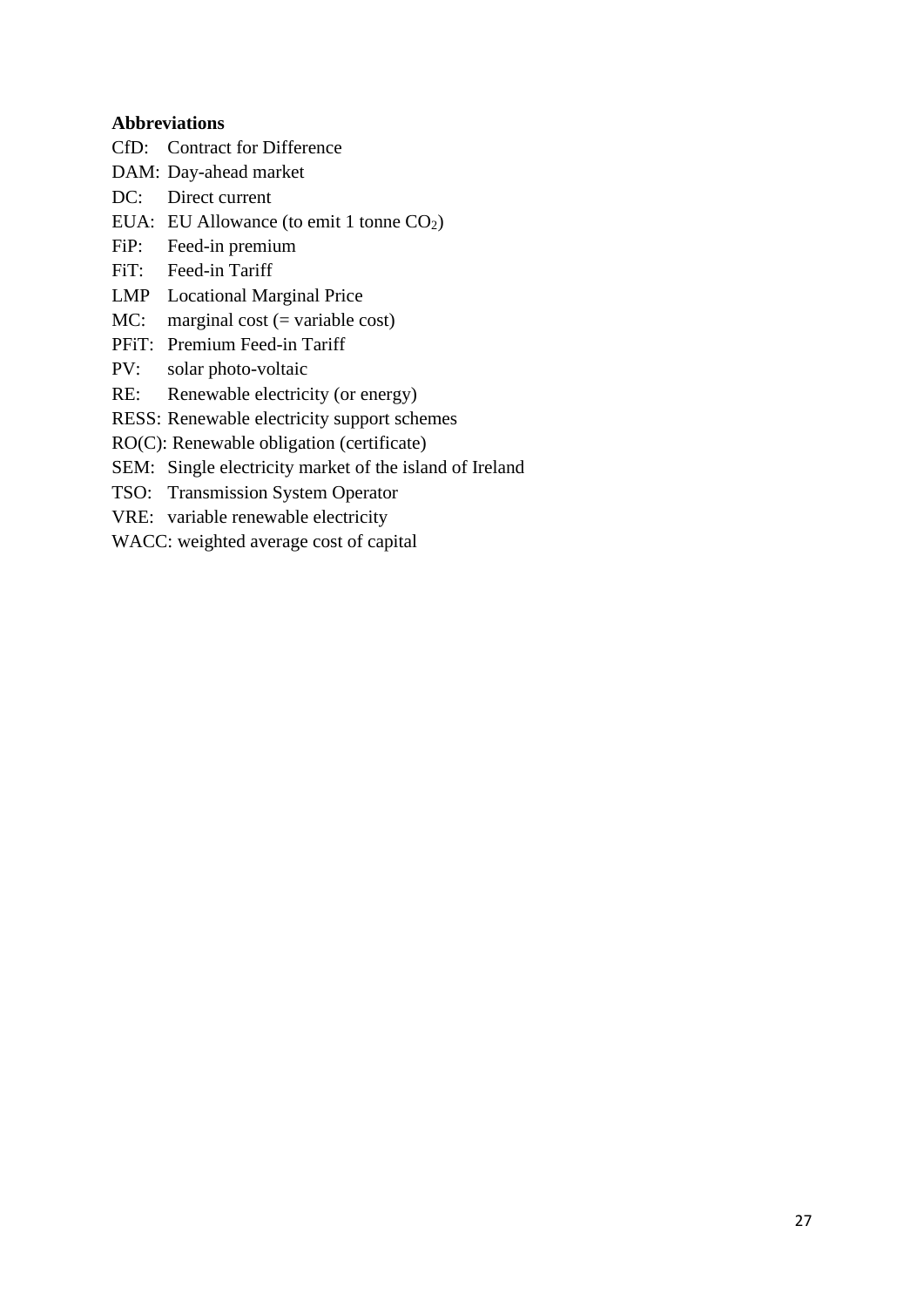**Abbreviations**

CfD: Contract for Difference
DAM: Day-ahead market
DC: Direct current
EUA: EU Allowance (to emit 1 tonne $CO_2$)
FiP: Feed-in premium
FiT: Feed-in Tariff
LMP Locational Marginal Price
MC: marginal cost (= variable cost)
PFiT: Premium Feed-in Tariff
PV: solar photo-voltaic
RE: Renewable electricity (or energy)
RESS: Renewable electricity support schemes
RO(C): Renewable obligation (certificate)
SEM: Single electricity market of the island of Ireland
TSO: Transmission System Operator
VRE: variable renewable electricity
WACC: weighted average cost of capital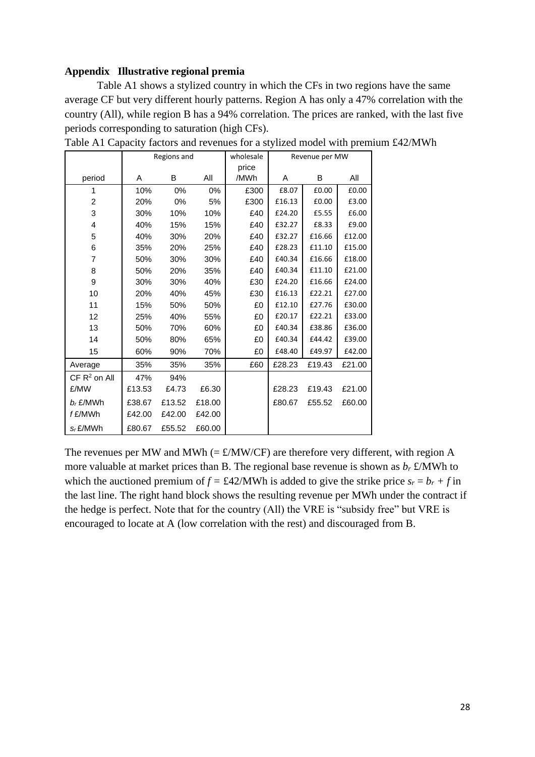## Appendix Illustrative regional premia

Table A1 shows a stylized country in which the CFs in two regions have the same average CF but very different hourly patterns. Region A has only a 47% correlation with the country (All), while region B has a 94% correlation. The prices are ranked, with the last five periods corresponding to saturation (high CFs).

Table A1 Capacity factors and revenues for a stylized model with premium £42/MWh

| | Regions and | | | wholesale price | Revenue per MW | | |
|---|---|---|---|---|---|---|---|
| period | A | B | All | /MWh | A | B | All |
| 1 | 10% | 0% | 0% | £300 | £8.07 | £0.00 | £0.00 |
| 2 | 20% | 0% | 5% | £300 | £16.13 | £0.00 | £3.00 |
| 3 | 30% | 10% | 10% | £40 | £24.20 | £5.55 | £6.00 |
| 4 | 40% | 15% | 15% | £40 | £32.27 | £8.33 | £9.00 |
| 5 | 40% | 30% | 20% | £40 | £32.27 | £16.66 | £12.00 |
| 6 | 35% | 20% | 25% | £40 | £28.23 | £11.10 | £15.00 |
| 7 | 50% | 30% | 30% | £40 | £40.34 | £16.66 | £18.00 |
| 8 | 50% | 20% | 35% | £40 | £40.34 | £11.10 | £21.00 |
| 9 | 30% | 30% | 40% | £30 | £24.20 | £16.66 | £24.00 |
| 10 | 20% | 40% | 45% | £30 | £16.13 | £22.21 | £27.00 |
| 11 | 15% | 50% | 50% | £0 | £12.10 | £27.76 | £30.00 |
| 12 | 25% | 40% | 55% | £0 | £20.17 | £22.21 | £33.00 |
| 13 | 50% | 70% | 60% | £0 | £40.34 | £38.86 | £36.00 |
| 14 | 50% | 80% | 65% | £0 | £40.34 | £44.42 | £39.00 |
| 15 | 60% | 90% | 70% | £0 | £48.40 | £49.97 | £42.00 |
| Average | 35% | 35% | 35% | £60 | £28.23 | £19.43 | £21.00 |
| CF $R^2$ on All | 47% | 94% | | | | | |
| £/MW | £13.53 | £4.73 | £6.30 | | £28.23 | £19.43 | £21.00 |
| $b_r$ £/MWh | £38.67 | £13.52 | £18.00 | | £80.67 | £55.52 | £60.00 |
| $f$ £/MWh | £42.00 | £42.00 | £42.00 | | | | |
| $s_r$ £/MWh | £80.67 | £55.52 | £60.00 | | | | |

The revenues per MW and MWh (= £/MW/CF) are therefore very different, with region A more valuable at market prices than B. The regional base revenue is shown as $b_r$ £/MWh to which the auctioned premium of $f$ = £42/MWh is added to give the strike price $s_r = b_r + f$ in the last line. The right hand block shows the resulting revenue per MWh under the contract if the hedge is perfect. Note that for the country (All) the VRE is "subsidy free" but VRE is encouraged to locate at A (low correlation with the rest) and discouraged from B.